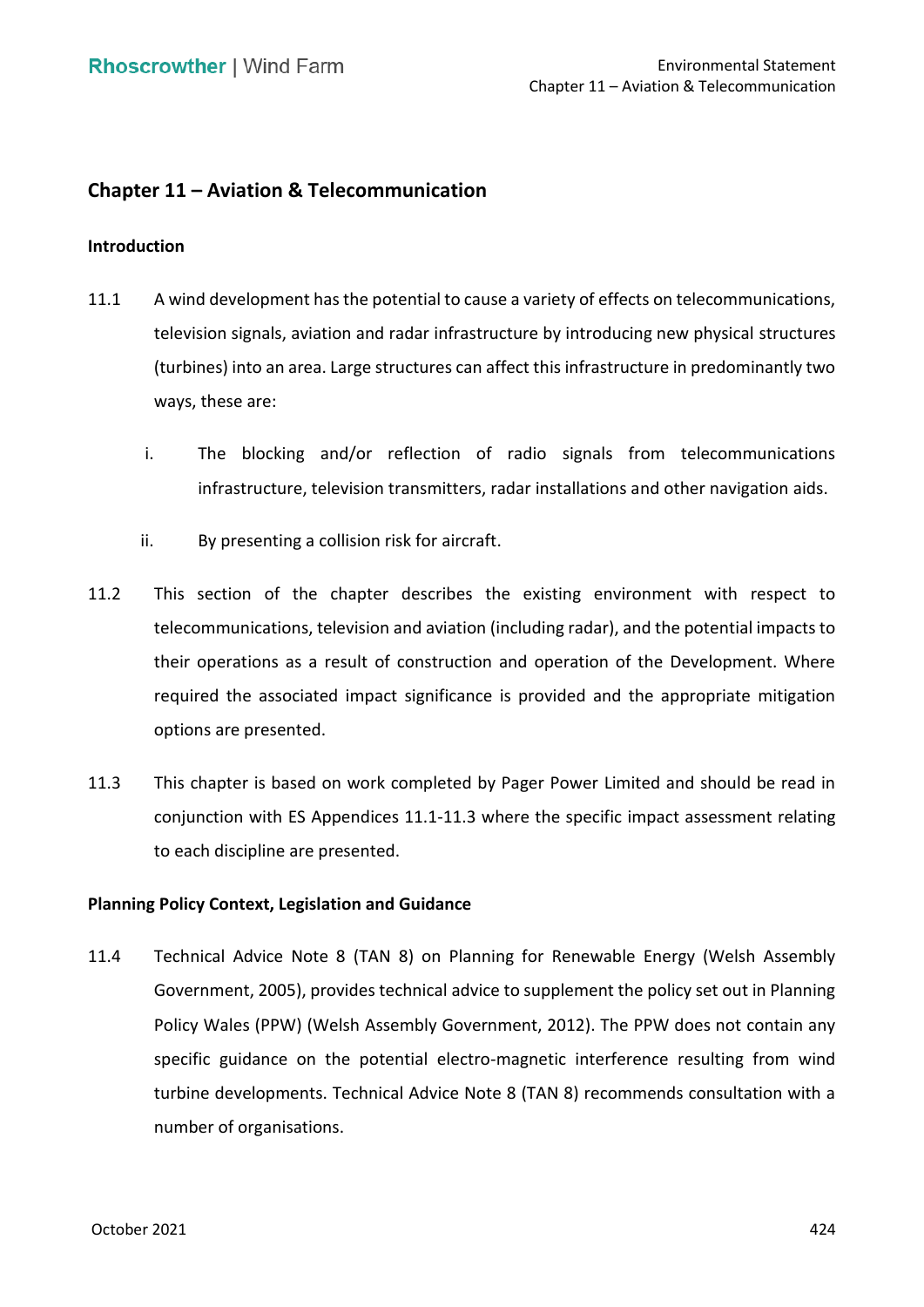## Chapter 11 – Aviation & Telecommunication

### Introduction

11.1 A wind development has the potential to cause a variety of effects on telecommunications, television signals, aviation and radar infrastructure by introducing new physical structures (turbines) into an area. Large structures can affect this infrastructure in predominantly two ways, these are:

i. The blocking and/or reflection of radio signals from telecommunications infrastructure, television transmitters, radar installations and other navigation aids.

ii. By presenting a collision risk for aircraft.

11.2 This section of the chapter describes the existing environment with respect to telecommunications, television and aviation (including radar), and the potential impacts to their operations as a result of construction and operation of the Development. Where required the associated impact significance is provided and the appropriate mitigation options are presented.

11.3 This chapter is based on work completed by Pager Power Limited and should be read in conjunction with ES Appendices 11.1-11.3 where the specific impact assessment relating to each discipline are presented.

### Planning Policy Context, Legislation and Guidance

11.4 Technical Advice Note 8 (TAN 8) on Planning for Renewable Energy (Welsh Assembly Government, 2005), provides technical advice to supplement the policy set out in Planning Policy Wales (PPW) (Welsh Assembly Government, 2012). The PPW does not contain any specific guidance on the potential electro-magnetic interference resulting from wind turbine developments. Technical Advice Note 8 (TAN 8) recommends consultation with a number of organisations.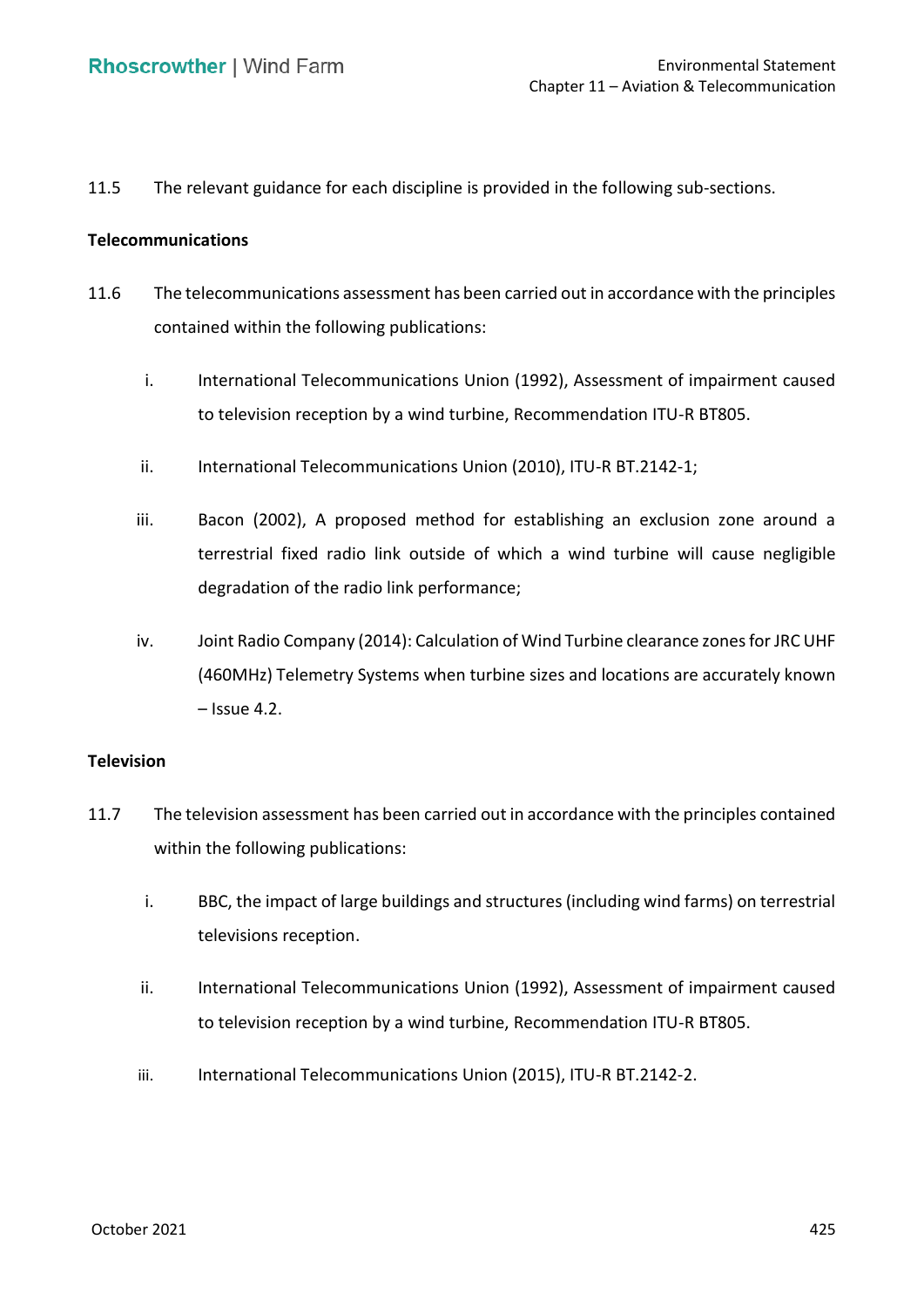11.5 The relevant guidance for each discipline is provided in the following sub-sections.

**Telecommunications**

11.6 The telecommunications assessment has been carried out in accordance with the principles contained within the following publications:

i. International Telecommunications Union (1992), Assessment of impairment caused to television reception by a wind turbine, Recommendation ITU-R BT805.

ii. International Telecommunications Union (2010), ITU-R BT.2142-1;

iii. Bacon (2002), A proposed method for establishing an exclusion zone around a terrestrial fixed radio link outside of which a wind turbine will cause negligible degradation of the radio link performance;

iv. Joint Radio Company (2014): Calculation of Wind Turbine clearance zones for JRC UHF (460MHz) Telemetry Systems when turbine sizes and locations are accurately known – Issue 4.2.

**Television**

11.7 The television assessment has been carried out in accordance with the principles contained within the following publications:

i. BBC, the impact of large buildings and structures (including wind farms) on terrestrial televisions reception.

ii. International Telecommunications Union (1992), Assessment of impairment caused to television reception by a wind turbine, Recommendation ITU-R BT805.

iii. International Telecommunications Union (2015), ITU-R BT.2142-2.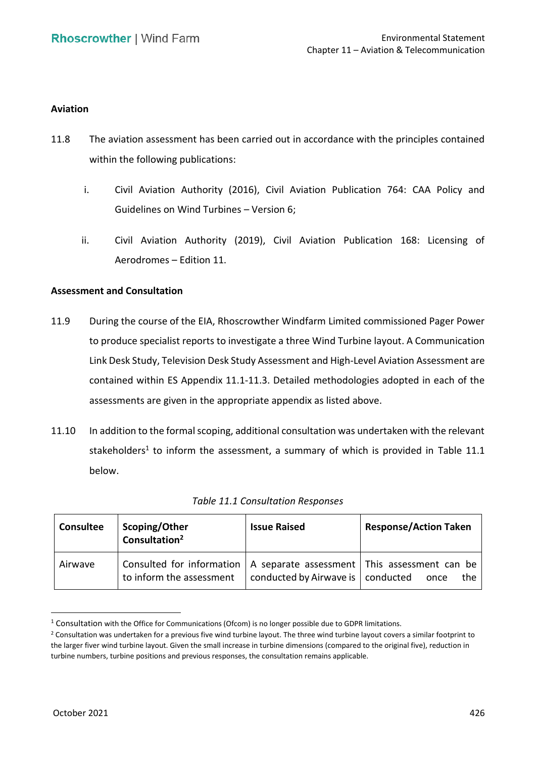**Aviation**

11.8 The aviation assessment has been carried out in accordance with the principles contained within the following publications:

i. Civil Aviation Authority (2016), Civil Aviation Publication 764: CAA Policy and Guidelines on Wind Turbines – Version 6;

ii. Civil Aviation Authority (2019), Civil Aviation Publication 168: Licensing of Aerodromes – Edition 11.

**Assessment and Consultation**

11.9 During the course of the EIA, Rhoscrowther Windfarm Limited commissioned Pager Power to produce specialist reports to investigate a three Wind Turbine layout. A Communication Link Desk Study, Television Desk Study Assessment and High-Level Aviation Assessment are contained within ES Appendix 11.1-11.3. Detailed methodologies adopted in each of the assessments are given in the appropriate appendix as listed above.

11.10 In addition to the formal scoping, additional consultation was undertaken with the relevant stakeholders[1] to inform the assessment, a summary of which is provided in Table 11.1 below.

*Table 11.1 Consultation Responses*

| Consultee | Scoping/Other Consultation[2] | Issue Raised | Response/Action Taken |
|---|---|---|---|
| Airwave | Consulted for information to inform the assessment | A separate assessment conducted by Airwave is | This assessment can be conducted once the |

[1] Consultation with the Office for Communications (Ofcom) is no longer possible due to GDPR limitations.

[2] Consultation was undertaken for a previous five wind turbine layout. The three wind turbine layout covers a similar footprint to the larger fiver wind turbine layout. Given the small increase in turbine dimensions (compared to the original five), reduction in turbine numbers, turbine positions and previous responses, the consultation remains applicable.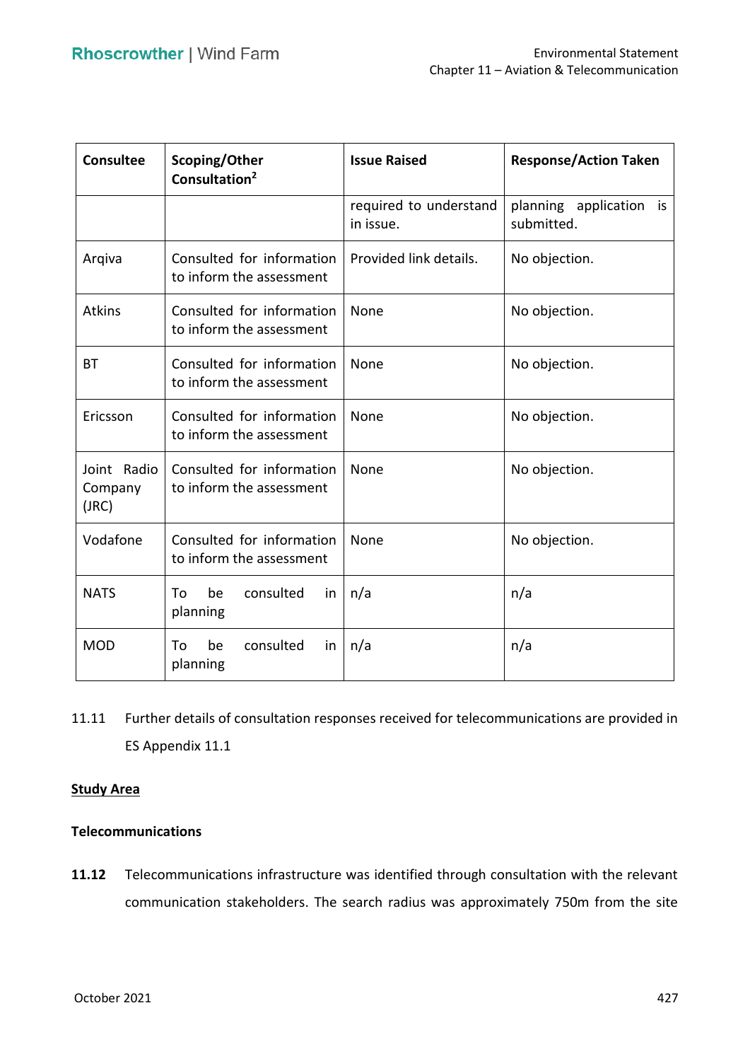| Consultee | Scoping/Other Consultation[2] | Issue Raised | Response/Action Taken |
|---|---|---|---|
| | | required to understand in issue. | planning application is submitted. |
| Arqiva | Consulted for information to inform the assessment | Provided link details. | No objection. |
| Atkins | Consulted for information to inform the assessment | None | No objection. |
| BT | Consulted for information to inform the assessment | None | No objection. |
| Ericsson | Consulted for information to inform the assessment | None | No objection. |
| Joint Radio Company (JRC) | Consulted for information to inform the assessment | None | No objection. |
| Vodafone | Consulted for information to inform the assessment | None | No objection. |
| NATS | To be consulted in planning | n/a | n/a |
| MOD | To be consulted in planning | n/a | n/a |

11.11 Further details of consultation responses received for telecommunications are provided in ES Appendix 11.1

**Study Area**

**Telecommunications**

**11.12** Telecommunications infrastructure was identified through consultation with the relevant communication stakeholders. The search radius was approximately 750m from the site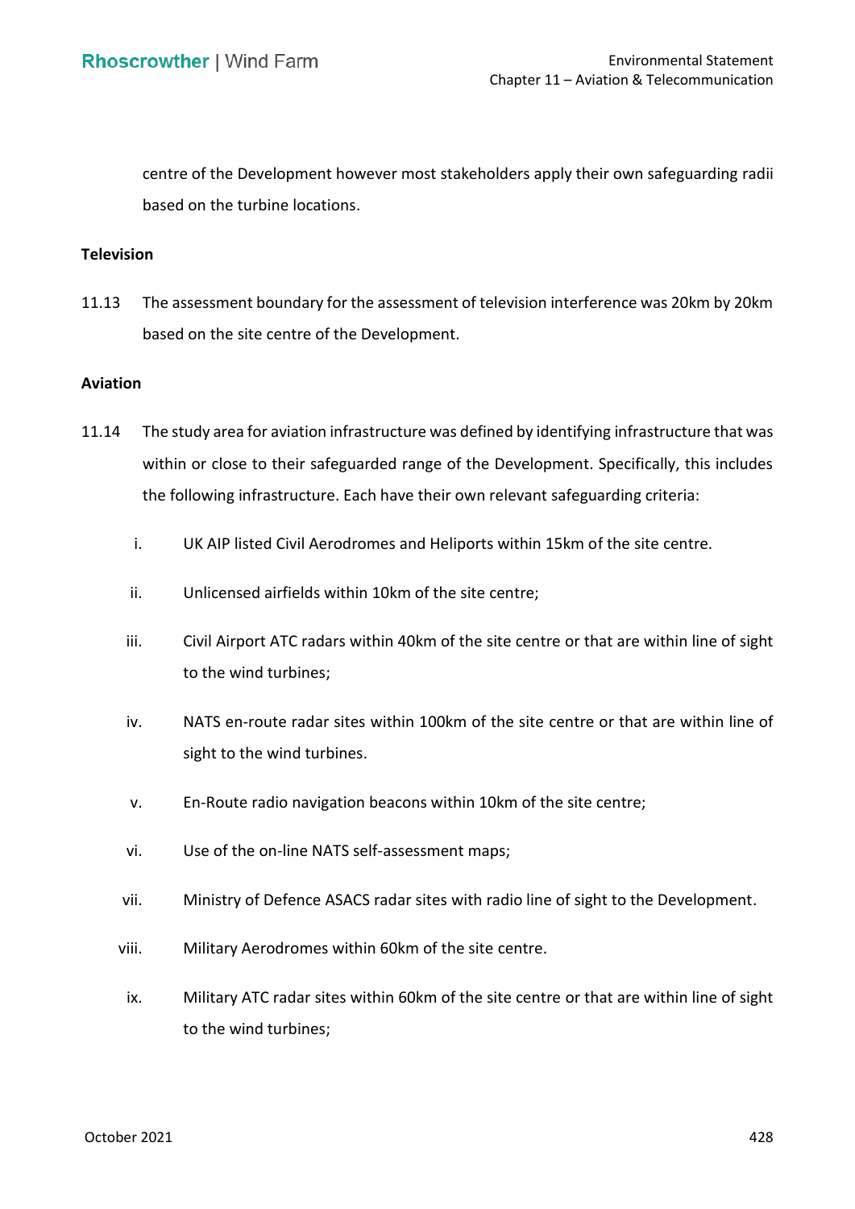centre of the Development however most stakeholders apply their own safeguarding radii based on the turbine locations.

**Television**

11.13 The assessment boundary for the assessment of television interference was 20km by 20km based on the site centre of the Development.

**Aviation**

11.14 The study area for aviation infrastructure was defined by identifying infrastructure that was within or close to their safeguarded range of the Development. Specifically, this includes the following infrastructure. Each have their own relevant safeguarding criteria:

i. UK AIP listed Civil Aerodromes and Heliports within 15km of the site centre.

ii. Unlicensed airfields within 10km of the site centre;

iii. Civil Airport ATC radars within 40km of the site centre or that are within line of sight to the wind turbines;

iv. NATS en-route radar sites within 100km of the site centre or that are within line of sight to the wind turbines.

v. En-Route radio navigation beacons within 10km of the site centre;

vi. Use of the on-line NATS self-assessment maps;

vii. Ministry of Defence ASACS radar sites with radio line of sight to the Development.

viii. Military Aerodromes within 60km of the site centre.

ix. Military ATC radar sites within 60km of the site centre or that are within line of sight to the wind turbines;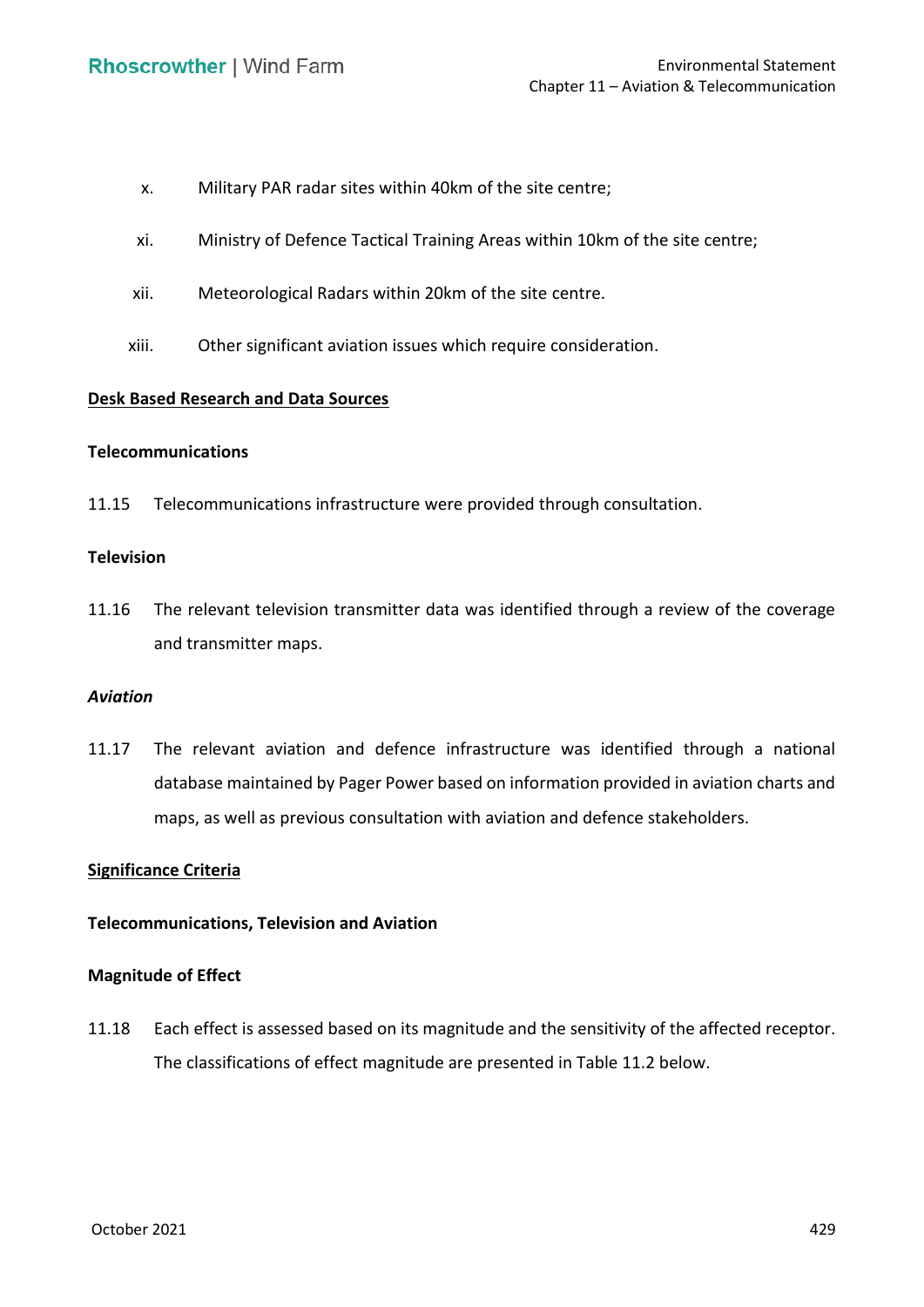x. Military PAR radar sites within 40km of the site centre;

xi. Ministry of Defence Tactical Training Areas within 10km of the site centre;

xii. Meteorological Radars within 20km of the site centre.

xiii. Other significant aviation issues which require consideration.

**<u>Desk Based Research and Data Sources</u>**

**Telecommunications**

11.15 Telecommunications infrastructure were provided through consultation.

**Television**

11.16 The relevant television transmitter data was identified through a review of the coverage and transmitter maps.

***Aviation***

11.17 The relevant aviation and defence infrastructure was identified through a national database maintained by Pager Power based on information provided in aviation charts and maps, as well as previous consultation with aviation and defence stakeholders.

**<u>Significance Criteria</u>**

**Telecommunications, Television and Aviation**

**Magnitude of Effect**

11.18 Each effect is assessed based on its magnitude and the sensitivity of the affected receptor. The classifications of effect magnitude are presented in Table 11.2 below.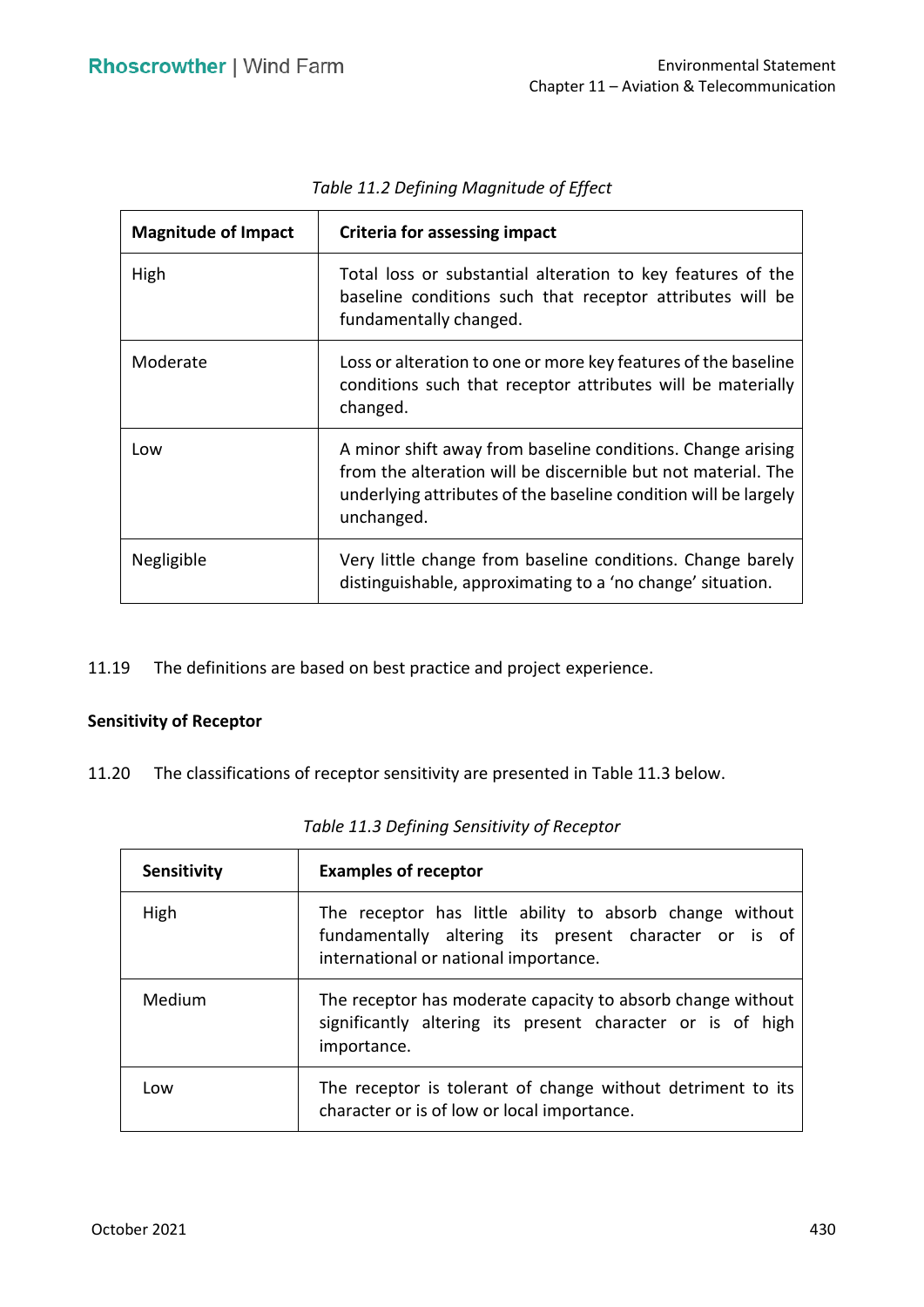*Table 11.2 Defining Magnitude of Effect*

| Magnitude of Impact | Criteria for assessing impact |
|---|---|
| High | Total loss or substantial alteration to key features of the baseline conditions such that receptor attributes will be fundamentally changed. |
| Moderate | Loss or alteration to one or more key features of the baseline conditions such that receptor attributes will be materially changed. |
| Low | A minor shift away from baseline conditions. Change arising from the alteration will be discernible but not material. The underlying attributes of the baseline condition will be largely unchanged. |
| Negligible | Very little change from baseline conditions. Change barely distinguishable, approximating to a 'no change' situation. |

11.19 The definitions are based on best practice and project experience.

**Sensitivity of Receptor**

11.20 The classifications of receptor sensitivity are presented in Table 11.3 below.

*Table 11.3 Defining Sensitivity of Receptor*

| Sensitivity | Examples of receptor |
|---|---|
| High | The receptor has little ability to absorb change without fundamentally altering its present character or is of international or national importance. |
| Medium | The receptor has moderate capacity to absorb change without significantly altering its present character or is of high importance. |
| Low | The receptor is tolerant of change without detriment to its character or is of low or local importance. |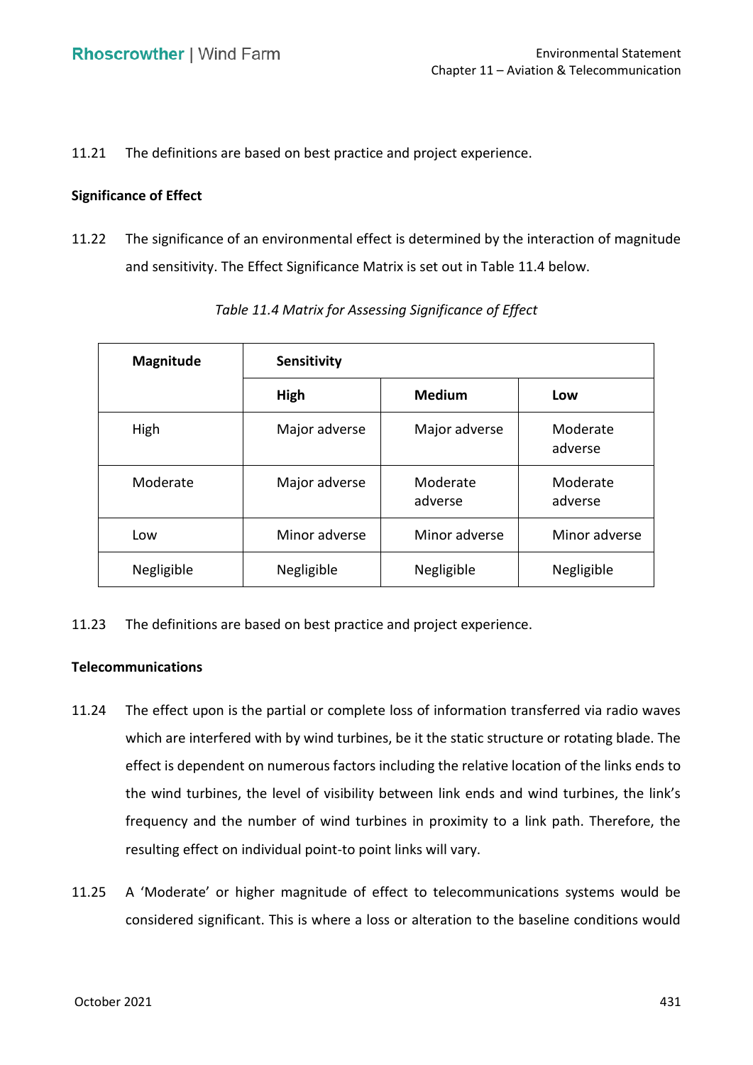11.21 The definitions are based on best practice and project experience.

**Significance of Effect**

11.22 The significance of an environmental effect is determined by the interaction of magnitude and sensitivity. The Effect Significance Matrix is set out in Table 11.4 below.

*Table 11.4 Matrix for Assessing Significance of Effect*

| **Magnitude** | **Sensitivity** | | |
|---|---|---|---|
| | **High** | **Medium** | **Low** |
| High | Major adverse | Major adverse | Moderate adverse |
| Moderate | Major adverse | Moderate adverse | Moderate adverse |
| Low | Minor adverse | Minor adverse | Minor adverse |
| Negligible | Negligible | Negligible | Negligible |

11.23 The definitions are based on best practice and project experience.

**Telecommunications**

11.24 The effect upon is the partial or complete loss of information transferred via radio waves which are interfered with by wind turbines, be it the static structure or rotating blade. The effect is dependent on numerous factors including the relative location of the links ends to the wind turbines, the level of visibility between link ends and wind turbines, the link's frequency and the number of wind turbines in proximity to a link path. Therefore, the resulting effect on individual point-to point links will vary.

11.25 A 'Moderate' or higher magnitude of effect to telecommunications systems would be considered significant. This is where a loss or alteration to the baseline conditions would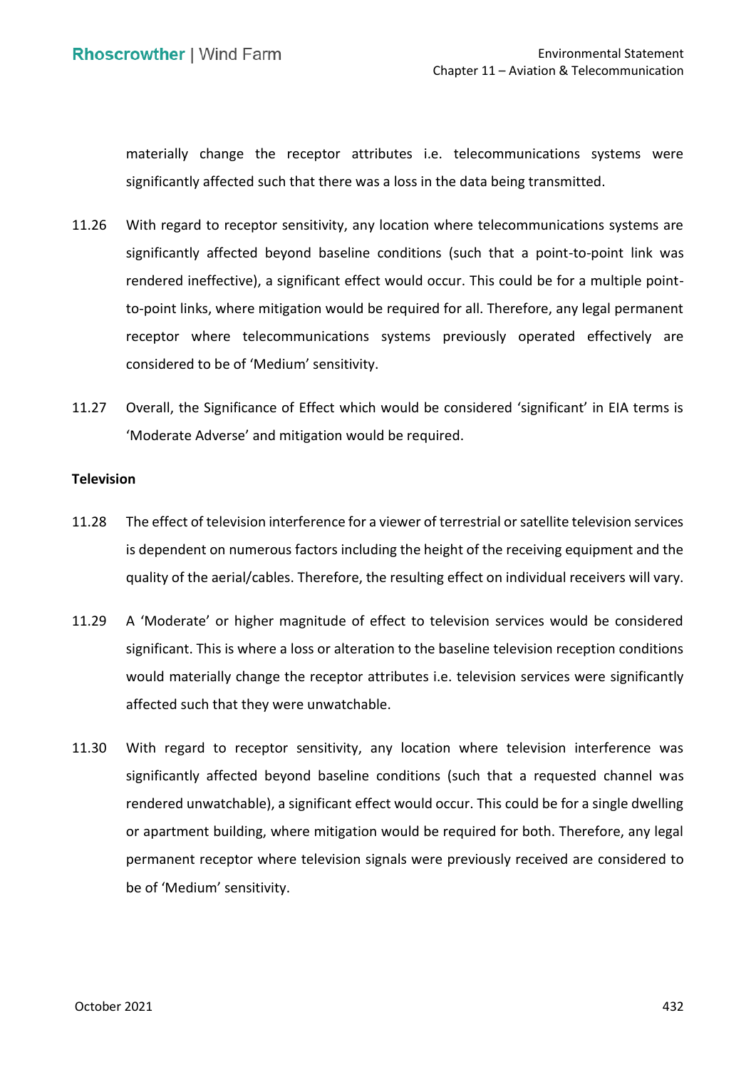materially change the receptor attributes i.e. telecommunications systems were significantly affected such that there was a loss in the data being transmitted.

11.26 With regard to receptor sensitivity, any location where telecommunications systems are significantly affected beyond baseline conditions (such that a point-to-point link was rendered ineffective), a significant effect would occur. This could be for a multiple point-to-point links, where mitigation would be required for all. Therefore, any legal permanent receptor where telecommunications systems previously operated effectively are considered to be of 'Medium' sensitivity.

11.27 Overall, the Significance of Effect which would be considered 'significant' in EIA terms is 'Moderate Adverse' and mitigation would be required.

**Television**

11.28 The effect of television interference for a viewer of terrestrial or satellite television services is dependent on numerous factors including the height of the receiving equipment and the quality of the aerial/cables. Therefore, the resulting effect on individual receivers will vary.

11.29 A 'Moderate' or higher magnitude of effect to television services would be considered significant. This is where a loss or alteration to the baseline television reception conditions would materially change the receptor attributes i.e. television services were significantly affected such that they were unwatchable.

11.30 With regard to receptor sensitivity, any location where television interference was significantly affected beyond baseline conditions (such that a requested channel was rendered unwatchable), a significant effect would occur. This could be for a single dwelling or apartment building, where mitigation would be required for both. Therefore, any legal permanent receptor where television signals were previously received are considered to be of 'Medium' sensitivity.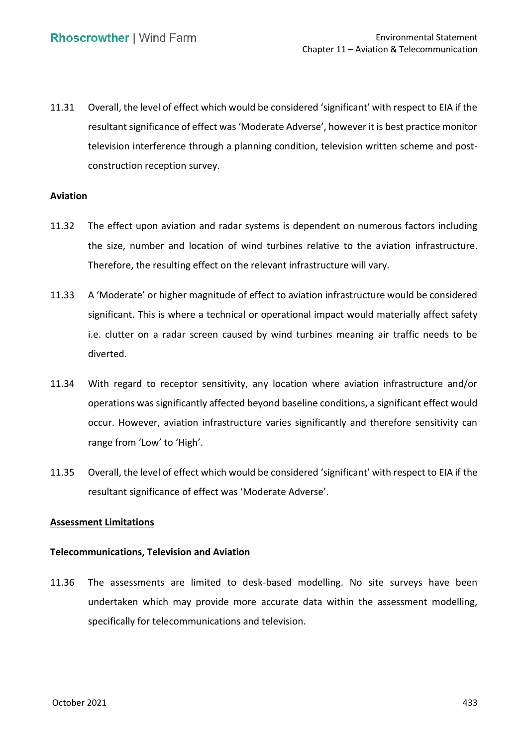11.31 Overall, the level of effect which would be considered 'significant' with respect to EIA if the resultant significance of effect was 'Moderate Adverse', however it is best practice monitor television interference through a planning condition, television written scheme and post-construction reception survey.

**Aviation**

11.32 The effect upon aviation and radar systems is dependent on numerous factors including the size, number and location of wind turbines relative to the aviation infrastructure. Therefore, the resulting effect on the relevant infrastructure will vary.

11.33 A 'Moderate' or higher magnitude of effect to aviation infrastructure would be considered significant. This is where a technical or operational impact would materially affect safety i.e. clutter on a radar screen caused by wind turbines meaning air traffic needs to be diverted.

11.34 With regard to receptor sensitivity, any location where aviation infrastructure and/or operations was significantly affected beyond baseline conditions, a significant effect would occur. However, aviation infrastructure varies significantly and therefore sensitivity can range from 'Low' to 'High'.

11.35 Overall, the level of effect which would be considered 'significant' with respect to EIA if the resultant significance of effect was 'Moderate Adverse'.

## Assessment Limitations

**Telecommunications, Television and Aviation**

11.36 The assessments are limited to desk-based modelling. No site surveys have been undertaken which may provide more accurate data within the assessment modelling, specifically for telecommunications and television.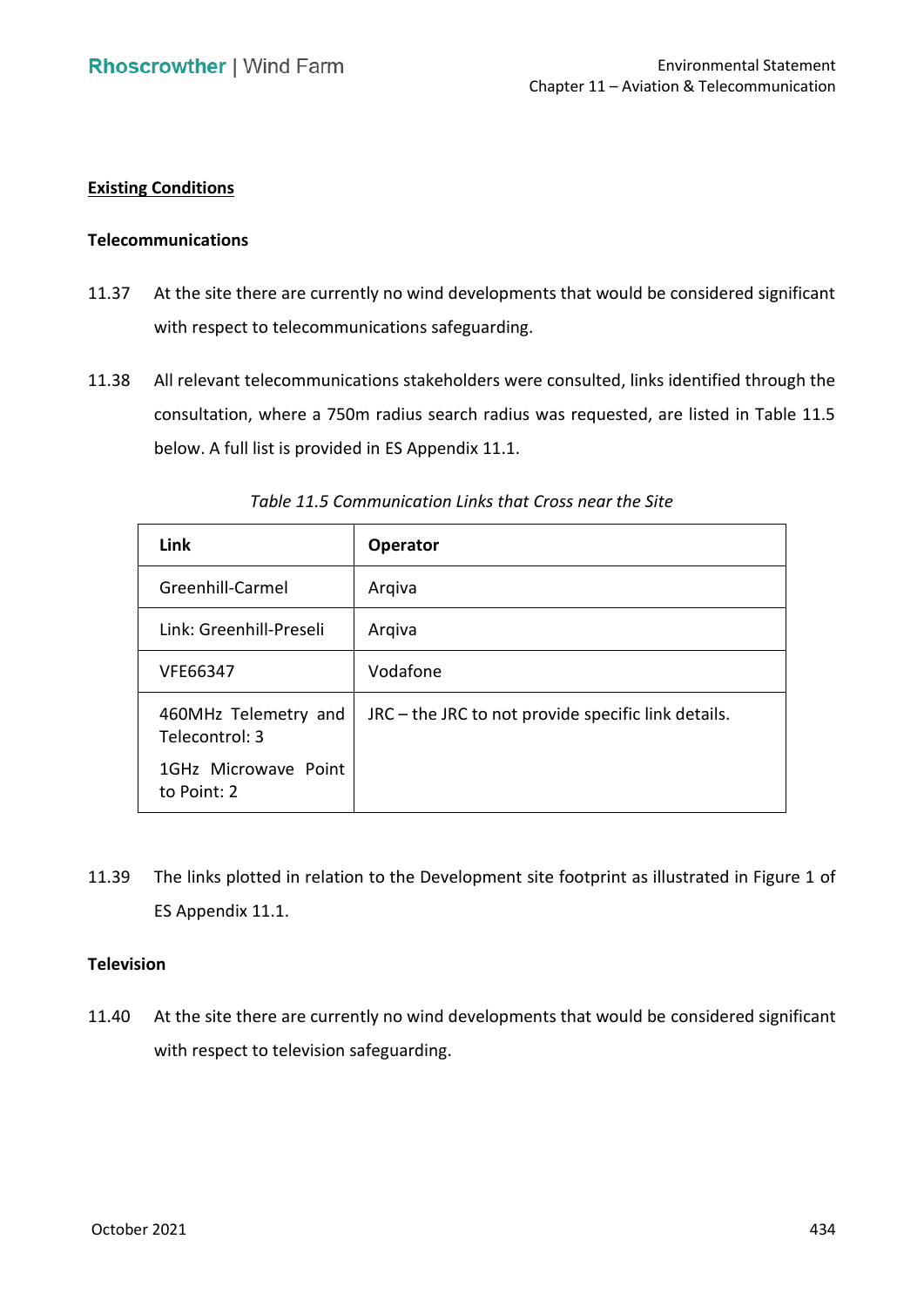## Existing Conditions

### Telecommunications

11.37 At the site there are currently no wind developments that would be considered significant with respect to telecommunications safeguarding.

11.38 All relevant telecommunications stakeholders were consulted, links identified through the consultation, where a 750m radius search radius was requested, are listed in Table 11.5 below. A full list is provided in ES Appendix 11.1.

*Table 11.5 Communication Links that Cross near the Site*

| Link | Operator |
|---|---|
| Greenhill-Carmel | Arqiva |
| Link: Greenhill-Preseli | Arqiva |
| VFE66347 | Vodafone |
| 460MHz Telemetry and Telecontrol: 3<br>1GHz Microwave Point to Point: 2 | JRC – the JRC to not provide specific link details. |

11.39 The links plotted in relation to the Development site footprint as illustrated in Figure 1 of ES Appendix 11.1.

### Television

11.40 At the site there are currently no wind developments that would be considered significant with respect to television safeguarding.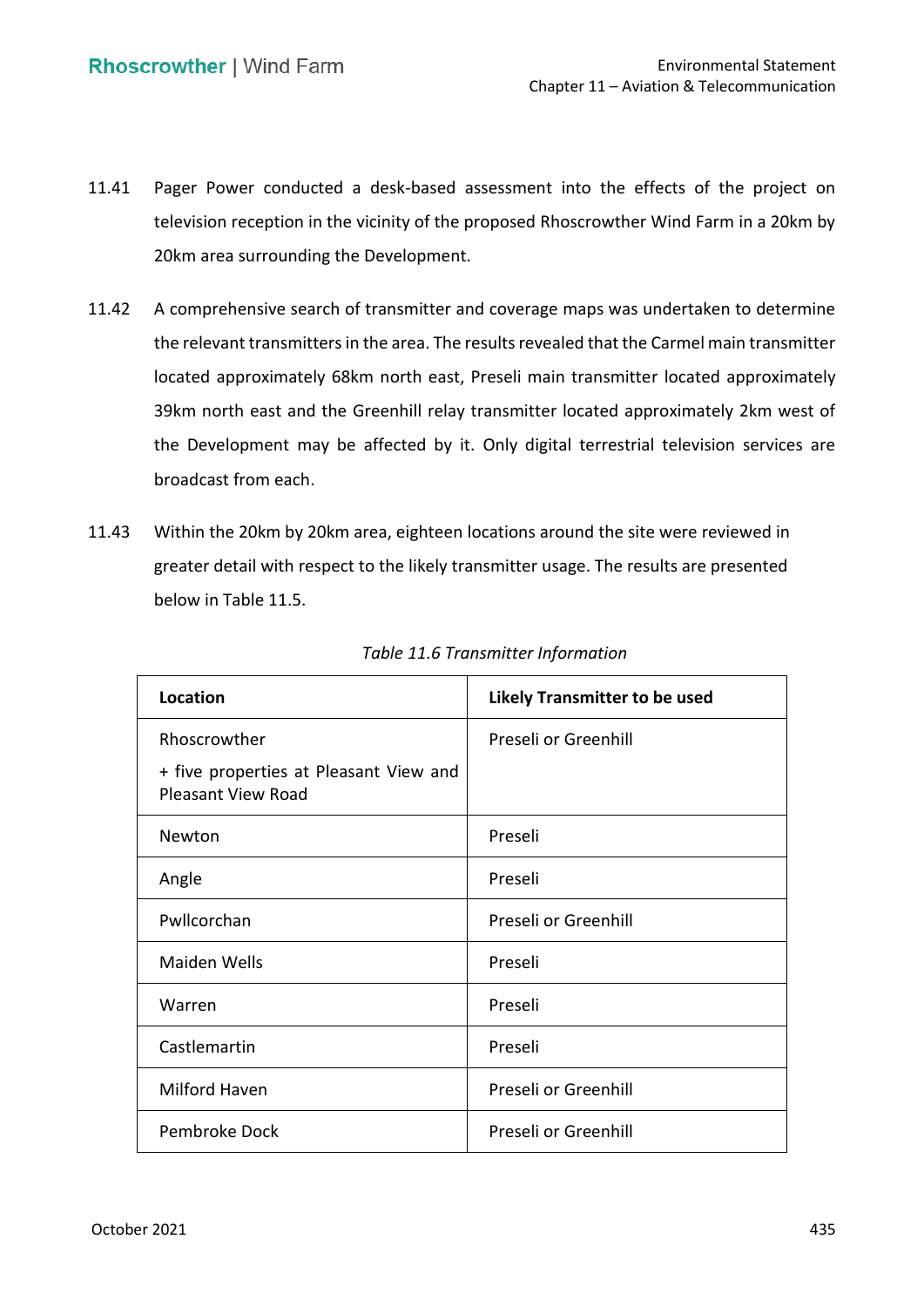11.41 Pager Power conducted a desk-based assessment into the effects of the project on television reception in the vicinity of the proposed Rhoscrowther Wind Farm in a 20km by 20km area surrounding the Development.

11.42 A comprehensive search of transmitter and coverage maps was undertaken to determine the relevant transmitters in the area. The results revealed that the Carmel main transmitter located approximately 68km north east, Preseli main transmitter located approximately 39km north east and the Greenhill relay transmitter located approximately 2km west of the Development may be affected by it. Only digital terrestrial television services are broadcast from each.

11.43 Within the 20km by 20km area, eighteen locations around the site were reviewed in greater detail with respect to the likely transmitter usage. The results are presented below in Table 11.5.

*Table 11.6 Transmitter Information*

| **Location** | **Likely Transmitter to be used** |
|---|---|
| Rhoscrowther<br>+ five properties at Pleasant View and Pleasant View Road | Preseli or Greenhill |
| Newton | Preseli |
| Angle | Preseli |
| Pwllcorchan | Preseli or Greenhill |
| Maiden Wells | Preseli |
| Warren | Preseli |
| Castlemartin | Preseli |
| Milford Haven | Preseli or Greenhill |
| Pembroke Dock | Preseli or Greenhill |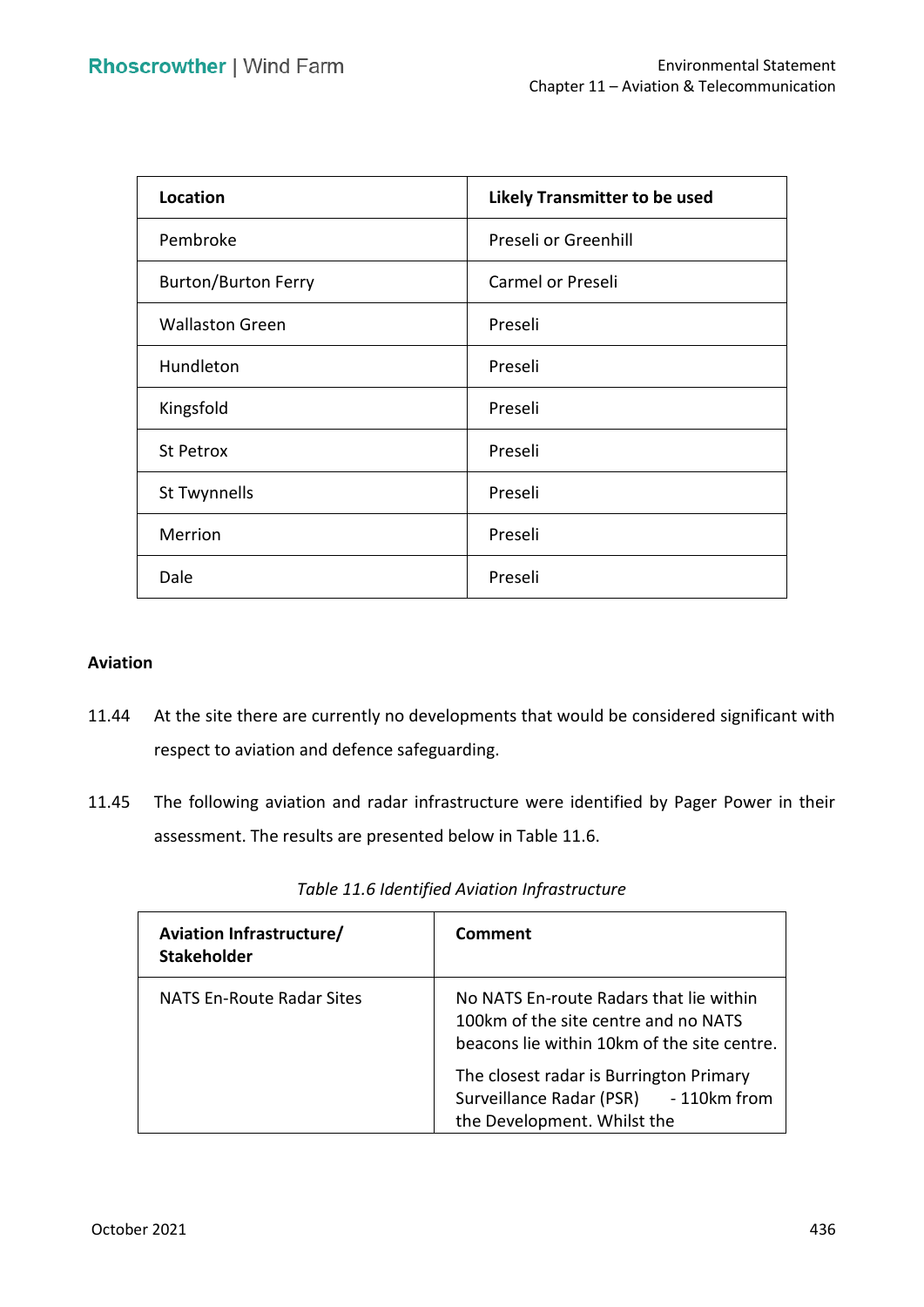| Location | Likely Transmitter to be used |
|---|---|
| Pembroke | Preseli or Greenhill |
| Burton/Burton Ferry | Carmel or Preseli |
| Wallaston Green | Preseli |
| Hundleton | Preseli |
| Kingsfold | Preseli |
| St Petrox | Preseli |
| St Twynnells | Preseli |
| Merrion | Preseli |
| Dale | Preseli |

**Aviation**

11.44 At the site there are currently no developments that would be considered significant with respect to aviation and defence safeguarding.

11.45 The following aviation and radar infrastructure were identified by Pager Power in their assessment. The results are presented below in Table 11.6.

*Table 11.6 Identified Aviation Infrastructure*

| Aviation Infrastructure/ Stakeholder | Comment |
|---|---|
| NATS En-Route Radar Sites | No NATS En-route Radars that lie within 100km of the site centre and no NATS beacons lie within 10km of the site centre.<br><br>The closest radar is Burrington Primary Surveillance Radar (PSR) - 110km from the Development. Whilst the |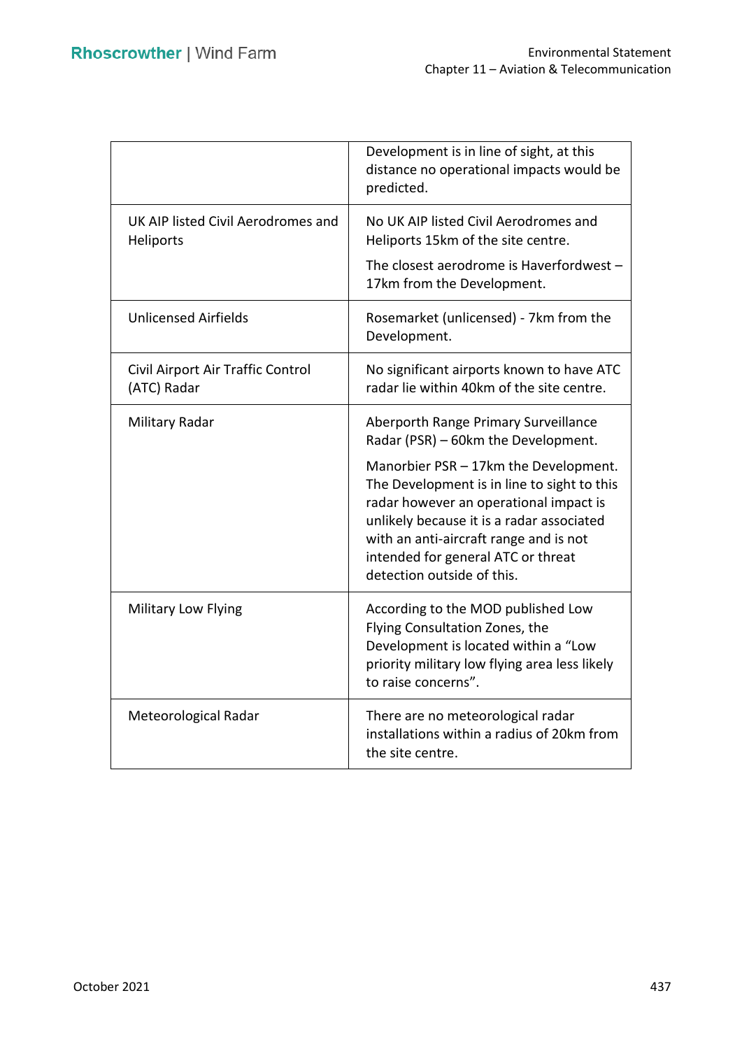| | |
|---|---|
| | Development is in line of sight, at this distance no operational impacts would be predicted. |
| UK AIP listed Civil Aerodromes and Heliports | No UK AIP listed Civil Aerodromes and Heliports 15km of the site centre.<br><br>The closest aerodrome is Haverfordwest – 17km from the Development. |
| Unlicensed Airfields | Rosemarket (unlicensed) - 7km from the Development. |
| Civil Airport Air Traffic Control (ATC) Radar | No significant airports known to have ATC radar lie within 40km of the site centre. |
| Military Radar | Aberporth Range Primary Surveillance Radar (PSR) – 60km the Development.<br><br>Manorbier PSR – 17km the Development. The Development is in line to sight to this radar however an operational impact is unlikely because it is a radar associated with an anti-aircraft range and is not intended for general ATC or threat detection outside of this. |
| Military Low Flying | According to the MOD published Low Flying Consultation Zones, the Development is located within a "Low priority military low flying area less likely to raise concerns". |
| Meteorological Radar | There are no meteorological radar installations within a radius of 20km from the site centre. |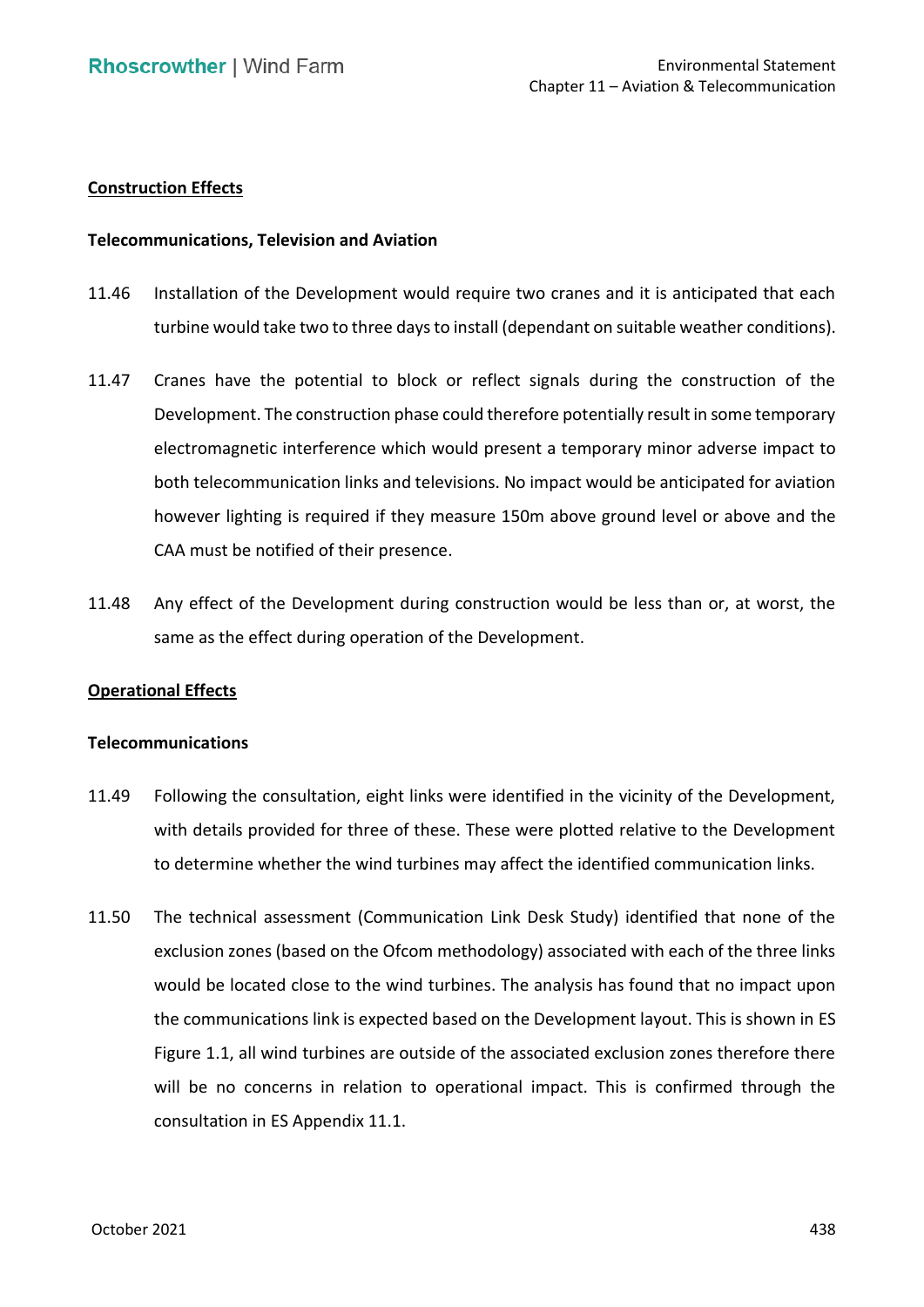**Construction Effects**

**Telecommunications, Television and Aviation**

11.46 Installation of the Development would require two cranes and it is anticipated that each turbine would take two to three days to install (dependant on suitable weather conditions).

11.47 Cranes have the potential to block or reflect signals during the construction of the Development. The construction phase could therefore potentially result in some temporary electromagnetic interference which would present a temporary minor adverse impact to both telecommunication links and televisions. No impact would be anticipated for aviation however lighting is required if they measure 150m above ground level or above and the CAA must be notified of their presence.

11.48 Any effect of the Development during construction would be less than or, at worst, the same as the effect during operation of the Development.

**Operational Effects**

**Telecommunications**

11.49 Following the consultation, eight links were identified in the vicinity of the Development, with details provided for three of these. These were plotted relative to the Development to determine whether the wind turbines may affect the identified communication links.

11.50 The technical assessment (Communication Link Desk Study) identified that none of the exclusion zones (based on the Ofcom methodology) associated with each of the three links would be located close to the wind turbines. The analysis has found that no impact upon the communications link is expected based on the Development layout. This is shown in ES Figure 1.1, all wind turbines are outside of the associated exclusion zones therefore there will be no concerns in relation to operational impact. This is confirmed through the consultation in ES Appendix 11.1.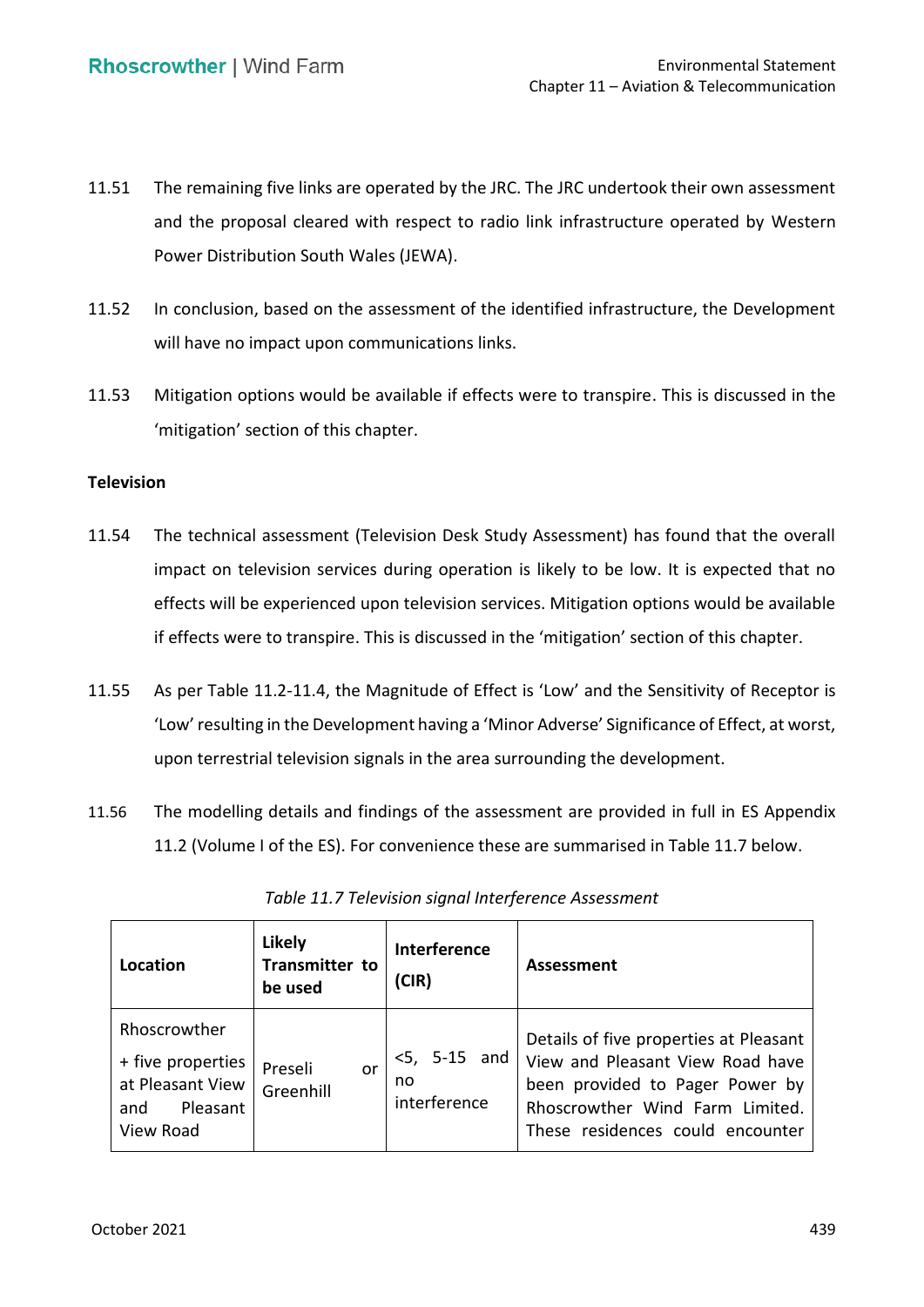11.51 The remaining five links are operated by the JRC. The JRC undertook their own assessment and the proposal cleared with respect to radio link infrastructure operated by Western Power Distribution South Wales (JEWA).

11.52 In conclusion, based on the assessment of the identified infrastructure, the Development will have no impact upon communications links.

11.53 Mitigation options would be available if effects were to transpire. This is discussed in the 'mitigation' section of this chapter.

**Television**

11.54 The technical assessment (Television Desk Study Assessment) has found that the overall impact on television services during operation is likely to be low. It is expected that no effects will be experienced upon television services. Mitigation options would be available if effects were to transpire. This is discussed in the 'mitigation' section of this chapter.

11.55 As per Table 11.2-11.4, the Magnitude of Effect is 'Low' and the Sensitivity of Receptor is 'Low' resulting in the Development having a 'Minor Adverse' Significance of Effect, at worst, upon terrestrial television signals in the area surrounding the development.

11.56 The modelling details and findings of the assessment are provided in full in ES Appendix 11.2 (Volume I of the ES). For convenience these are summarised in Table 11.7 below.

*Table 11.7 Television signal Interference Assessment*

| Location | Likely Transmitter to be used | Interference (CIR) | Assessment |
| --- | --- | --- | --- |
| Rhoscrowther<br>+ five properties at Pleasant View and Pleasant View Road | Preseli or Greenhill | <5, 5-15 and no interference | Details of five properties at Pleasant View and Pleasant View Road have been provided to Pager Power by Rhoscrowther Wind Farm Limited. These residences could encounter |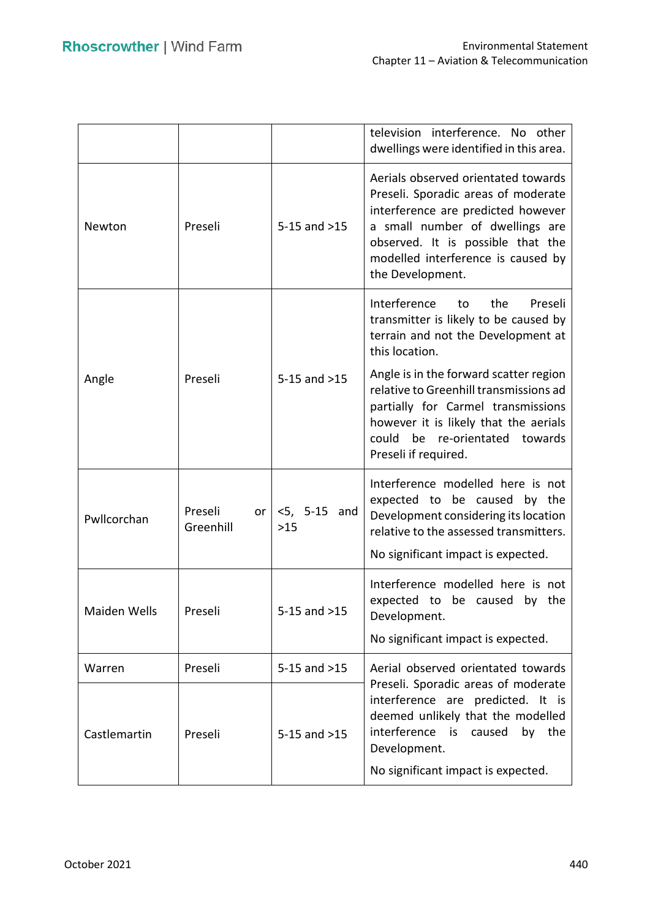| | | | television interference. No other dwellings were identified in this area. |
|---|---|---|---|
| Newton | Preseli | 5-15 and >15 | Aerials observed orientated towards Preseli. Sporadic areas of moderate interference are predicted however a small number of dwellings are observed. It is possible that the modelled interference is caused by the Development. |
| Angle | Preseli | 5-15 and >15 | Interference to the Preseli transmitter is likely to be caused by terrain and not the Development at this location.<br><br>Angle is in the forward scatter region relative to Greenhill transmissions ad partially for Carmel transmissions however it is likely that the aerials could be re-orientated towards Preseli if required. |
| Pwllcorchan | Preseli or Greenhill | <5, 5-15 and >15 | Interference modelled here is not expected to be caused by the Development considering its location relative to the assessed transmitters.<br><br>No significant impact is expected. |
| Maiden Wells | Preseli | 5-15 and >15 | Interference modelled here is not expected to be caused by the Development.<br><br>No significant impact is expected. |
| Warren | Preseli | 5-15 and >15 | Aerial observed orientated towards Preseli. Sporadic areas of moderate interference are predicted. It is deemed unlikely that the modelled interference is caused by the Development.<br><br>No significant impact is expected. |
| Castlemartin | Preseli | 5-15 and >15 | |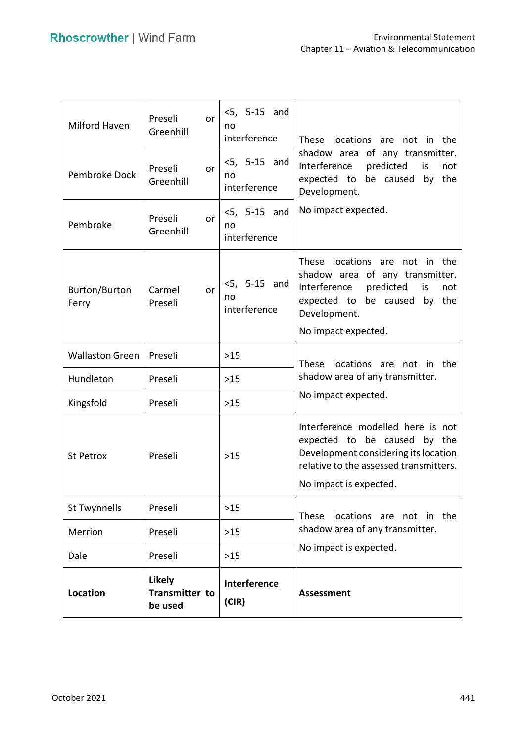| Location | Likely Transmitter to be used | Interference (CIR) | Assessment |
|---|---|---|---|
| Milford Haven | Preseli or Greenhill | <5, 5-15 and no interference | These locations are not in the shadow area of any transmitter. Interference predicted is not expected to be caused by the Development. No impact expected. |
| Pembroke Dock | Preseli or Greenhill | <5, 5-15 and no interference | |
| Pembroke | Preseli or Greenhill | <5, 5-15 and no interference | |
| Burton/Burton Ferry | Carmel or Preseli | <5, 5-15 and no interference | These locations are not in the shadow area of any transmitter. Interference predicted is not expected to be caused by the Development. No impact expected. |
| Wallaston Green | Preseli | >15 | These locations are not in the shadow area of any transmitter. No impact expected. |
| Hundleton | Preseli | >15 | |
| Kingsfold | Preseli | >15 | |
| St Petrox | Preseli | >15 | Interference modelled here is not expected to be caused by the Development considering its location relative to the assessed transmitters. No impact is expected. |
| St Twynnells | Preseli | >15 | These locations are not in the shadow area of any transmitter. No impact is expected. |
| Merrion | Preseli | >15 | |
| Dale | Preseli | >15 | |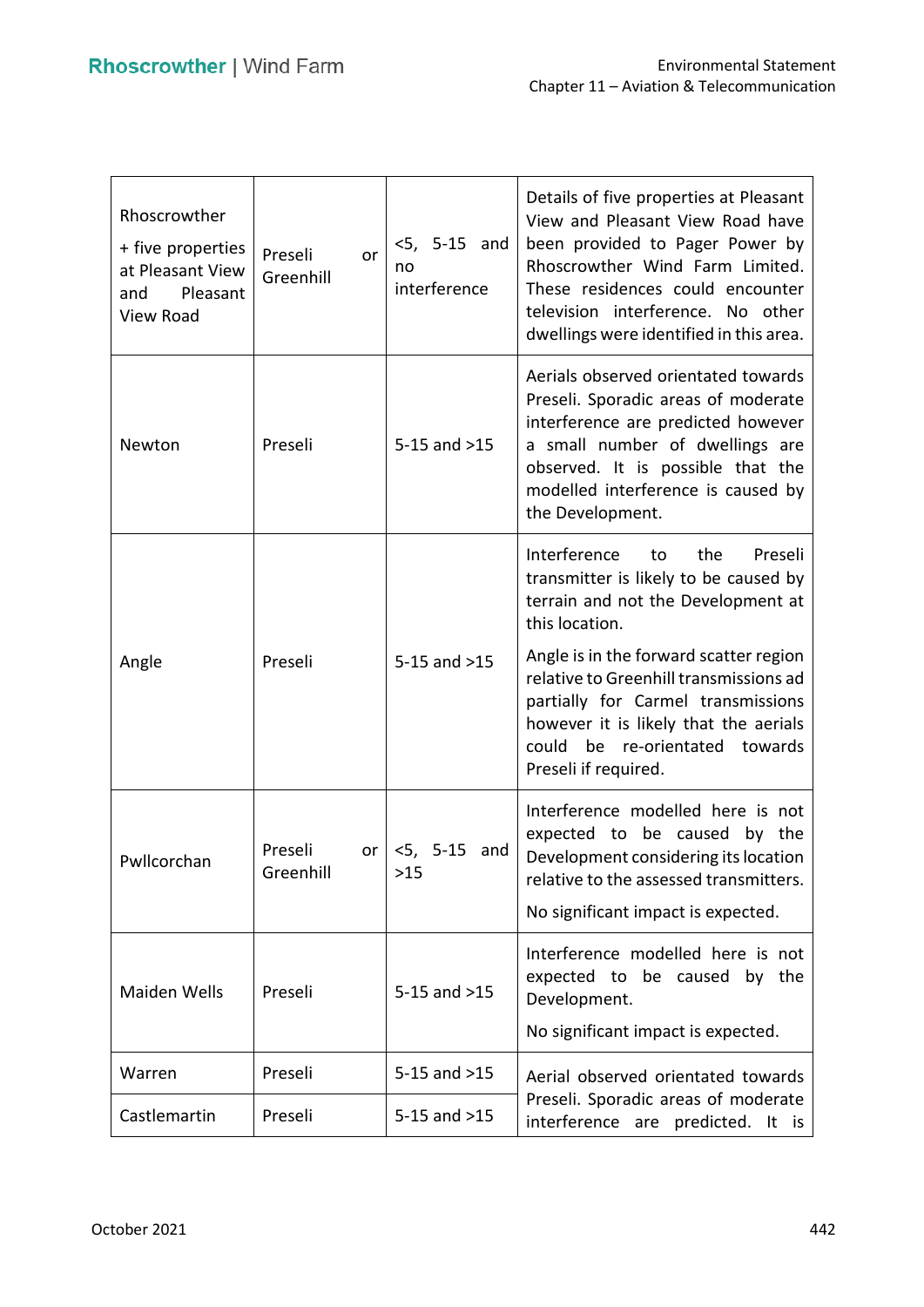| | | | |
|---|---|---|---|
| Rhoscrowther + five properties at Pleasant View and Pleasant View Road | Preseli or Greenhill | <5, 5-15 and no interference | Details of five properties at Pleasant View and Pleasant View Road have been provided to Pager Power by Rhoscrowther Wind Farm Limited. These residences could encounter television interference. No other dwellings were identified in this area. |
| Newton | Preseli | 5-15 and >15 | Aerials observed orientated towards Preseli. Sporadic areas of moderate interference are predicted however a small number of dwellings are observed. It is possible that the modelled interference is caused by the Development. |
| Angle | Preseli | 5-15 and >15 | Interference to the Preseli transmitter is likely to be caused by terrain and not the Development at this location.<br><br>Angle is in the forward scatter region relative to Greenhill transmissions ad partially for Carmel transmissions however it is likely that the aerials could be re-orientated towards Preseli if required. |
| Pwllcorchan | Preseli or Greenhill | <5, 5-15 and >15 | Interference modelled here is not expected to be caused by the Development considering its location relative to the assessed transmitters.<br><br>No significant impact is expected. |
| Maiden Wells | Preseli | 5-15 and >15 | Interference modelled here is not expected to be caused by the Development.<br><br>No significant impact is expected. |
| Warren | Preseli | 5-15 and >15 | Aerial observed orientated towards Preseli. Sporadic areas of moderate interference are predicted. It is |
| Castlemartin | Preseli | 5-15 and >15 | |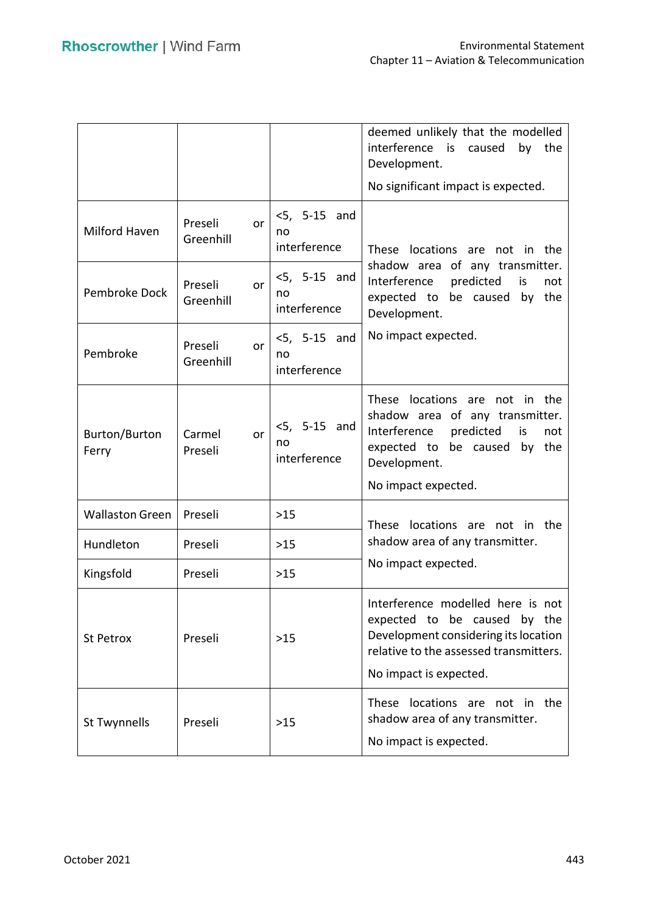| | | | |
|---|---|---|---|
| | | | deemed unlikely that the modelled interference is caused by the Development. No significant impact is expected. |
| Milford Haven | Preseli or Greenhill | <5, 5-15 and no interference | These locations are not in the shadow area of any transmitter. Interference predicted is not expected to be caused by the Development. No impact expected. |
| Pembroke Dock | Preseli or Greenhill | <5, 5-15 and no interference | |
| Pembroke | Preseli or Greenhill | <5, 5-15 and no interference | |
| Burton/Burton Ferry | Carmel or Preseli | <5, 5-15 and no interference | These locations are not in the shadow area of any transmitter. Interference predicted is not expected to be caused by the Development. No impact expected. |
| Wallaston Green | Preseli | >15 | These locations are not in the shadow area of any transmitter. No impact expected. |
| Hundleton | Preseli | >15 | |
| Kingsfold | Preseli | >15 | |
| St Petrox | Preseli | >15 | Interference modelled here is not expected to be caused by the Development considering its location relative to the assessed transmitters. No impact is expected. |
| St Twynnells | Preseli | >15 | These locations are not in the shadow area of any transmitter. No impact is expected. |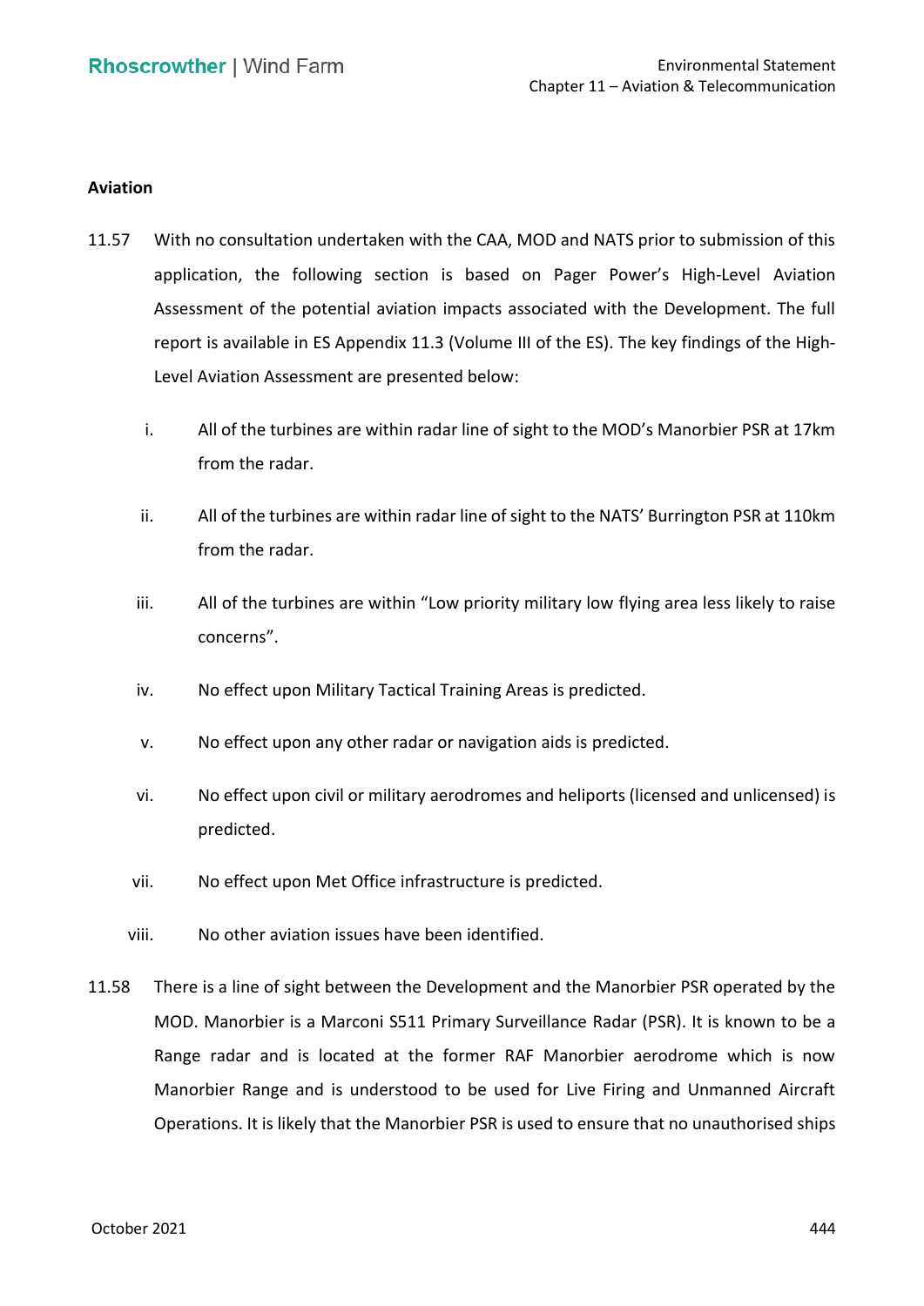**Aviation**

11.57 With no consultation undertaken with the CAA, MOD and NATS prior to submission of this application, the following section is based on Pager Power's High-Level Aviation Assessment of the potential aviation impacts associated with the Development. The full report is available in ES Appendix 11.3 (Volume III of the ES). The key findings of the High-Level Aviation Assessment are presented below:

i. All of the turbines are within radar line of sight to the MOD's Manorbier PSR at 17km from the radar.

ii. All of the turbines are within radar line of sight to the NATS' Burrington PSR at 110km from the radar.

iii. All of the turbines are within "Low priority military low flying area less likely to raise concerns".

iv. No effect upon Military Tactical Training Areas is predicted.

v. No effect upon any other radar or navigation aids is predicted.

vi. No effect upon civil or military aerodromes and heliports (licensed and unlicensed) is predicted.

vii. No effect upon Met Office infrastructure is predicted.

viii. No other aviation issues have been identified.

11.58 There is a line of sight between the Development and the Manorbier PSR operated by the MOD. Manorbier is a Marconi S511 Primary Surveillance Radar (PSR). It is known to be a Range radar and is located at the former RAF Manorbier aerodrome which is now Manorbier Range and is understood to be used for Live Firing and Unmanned Aircraft Operations. It is likely that the Manorbier PSR is used to ensure that no unauthorised ships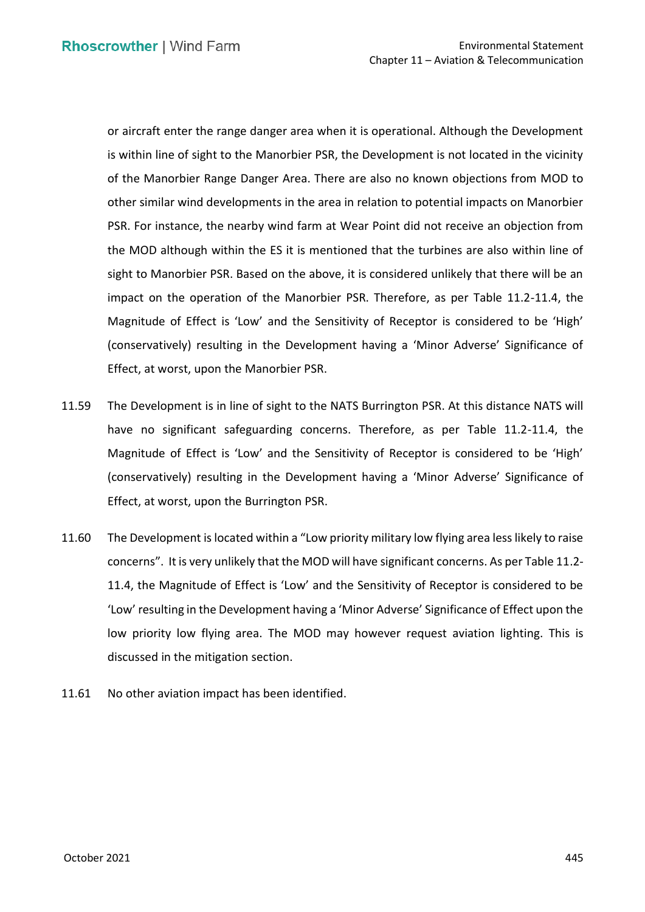or aircraft enter the range danger area when it is operational. Although the Development is within line of sight to the Manorbier PSR, the Development is not located in the vicinity of the Manorbier Range Danger Area. There are also no known objections from MOD to other similar wind developments in the area in relation to potential impacts on Manorbier PSR. For instance, the nearby wind farm at Wear Point did not receive an objection from the MOD although within the ES it is mentioned that the turbines are also within line of sight to Manorbier PSR. Based on the above, it is considered unlikely that there will be an impact on the operation of the Manorbier PSR. Therefore, as per Table 11.2-11.4, the Magnitude of Effect is 'Low' and the Sensitivity of Receptor is considered to be 'High' (conservatively) resulting in the Development having a 'Minor Adverse' Significance of Effect, at worst, upon the Manorbier PSR.

11.59 The Development is in line of sight to the NATS Burrington PSR. At this distance NATS will have no significant safeguarding concerns. Therefore, as per Table 11.2-11.4, the Magnitude of Effect is 'Low' and the Sensitivity of Receptor is considered to be 'High' (conservatively) resulting in the Development having a 'Minor Adverse' Significance of Effect, at worst, upon the Burrington PSR.

11.60 The Development is located within a "Low priority military low flying area less likely to raise concerns". It is very unlikely that the MOD will have significant concerns. As per Table 11.2-11.4, the Magnitude of Effect is 'Low' and the Sensitivity of Receptor is considered to be 'Low' resulting in the Development having a 'Minor Adverse' Significance of Effect upon the low priority low flying area. The MOD may however request aviation lighting. This is discussed in the mitigation section.

11.61 No other aviation impact has been identified.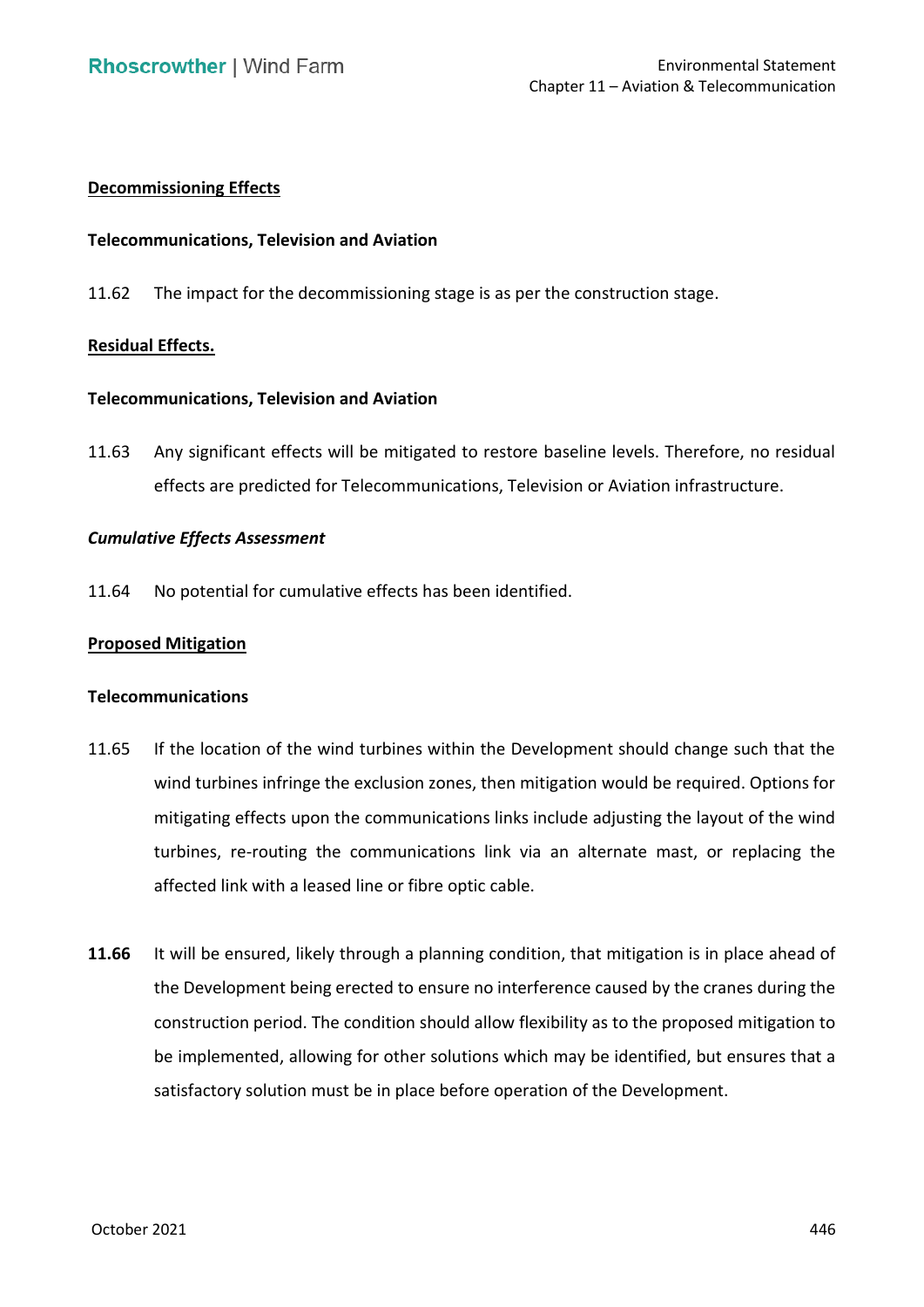**Decommissioning Effects**

**Telecommunications, Television and Aviation**

11.62 The impact for the decommissioning stage is as per the construction stage.

**Residual Effects.**

**Telecommunications, Television and Aviation**

11.63 Any significant effects will be mitigated to restore baseline levels. Therefore, no residual effects are predicted for Telecommunications, Television or Aviation infrastructure.

***Cumulative Effects Assessment***

11.64 No potential for cumulative effects has been identified.

**Proposed Mitigation**

**Telecommunications**

11.65 If the location of the wind turbines within the Development should change such that the wind turbines infringe the exclusion zones, then mitigation would be required. Options for mitigating effects upon the communications links include adjusting the layout of the wind turbines, re-routing the communications link via an alternate mast, or replacing the affected link with a leased line or fibre optic cable.

**11.66** It will be ensured, likely through a planning condition, that mitigation is in place ahead of the Development being erected to ensure no interference caused by the cranes during the construction period. The condition should allow flexibility as to the proposed mitigation to be implemented, allowing for other solutions which may be identified, but ensures that a satisfactory solution must be in place before operation of the Development.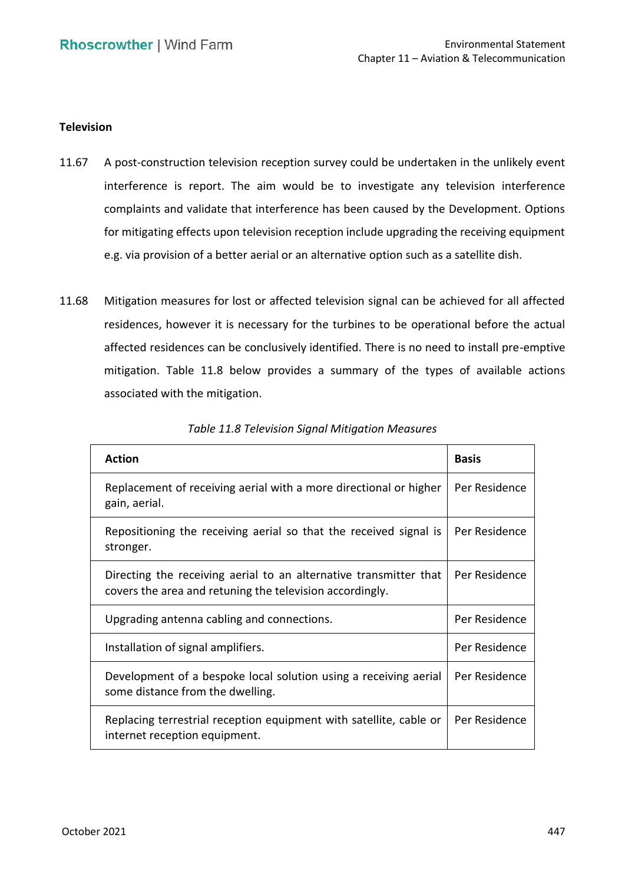**Television**

11.67 A post-construction television reception survey could be undertaken in the unlikely event interference is report. The aim would be to investigate any television interference complaints and validate that interference has been caused by the Development. Options for mitigating effects upon television reception include upgrading the receiving equipment e.g. via provision of a better aerial or an alternative option such as a satellite dish.

11.68 Mitigation measures for lost or affected television signal can be achieved for all affected residences, however it is necessary for the turbines to be operational before the actual affected residences can be conclusively identified. There is no need to install pre-emptive mitigation. Table 11.8 below provides a summary of the types of available actions associated with the mitigation.

*Table 11.8 Television Signal Mitigation Measures*

| Action | Basis |
|---|---|
| Replacement of receiving aerial with a more directional or higher gain, aerial. | Per Residence |
| Repositioning the receiving aerial so that the received signal is stronger. | Per Residence |
| Directing the receiving aerial to an alternative transmitter that covers the area and retuning the television accordingly. | Per Residence |
| Upgrading antenna cabling and connections. | Per Residence |
| Installation of signal amplifiers. | Per Residence |
| Development of a bespoke local solution using a receiving aerial some distance from the dwelling. | Per Residence |
| Replacing terrestrial reception equipment with satellite, cable or internet reception equipment. | Per Residence |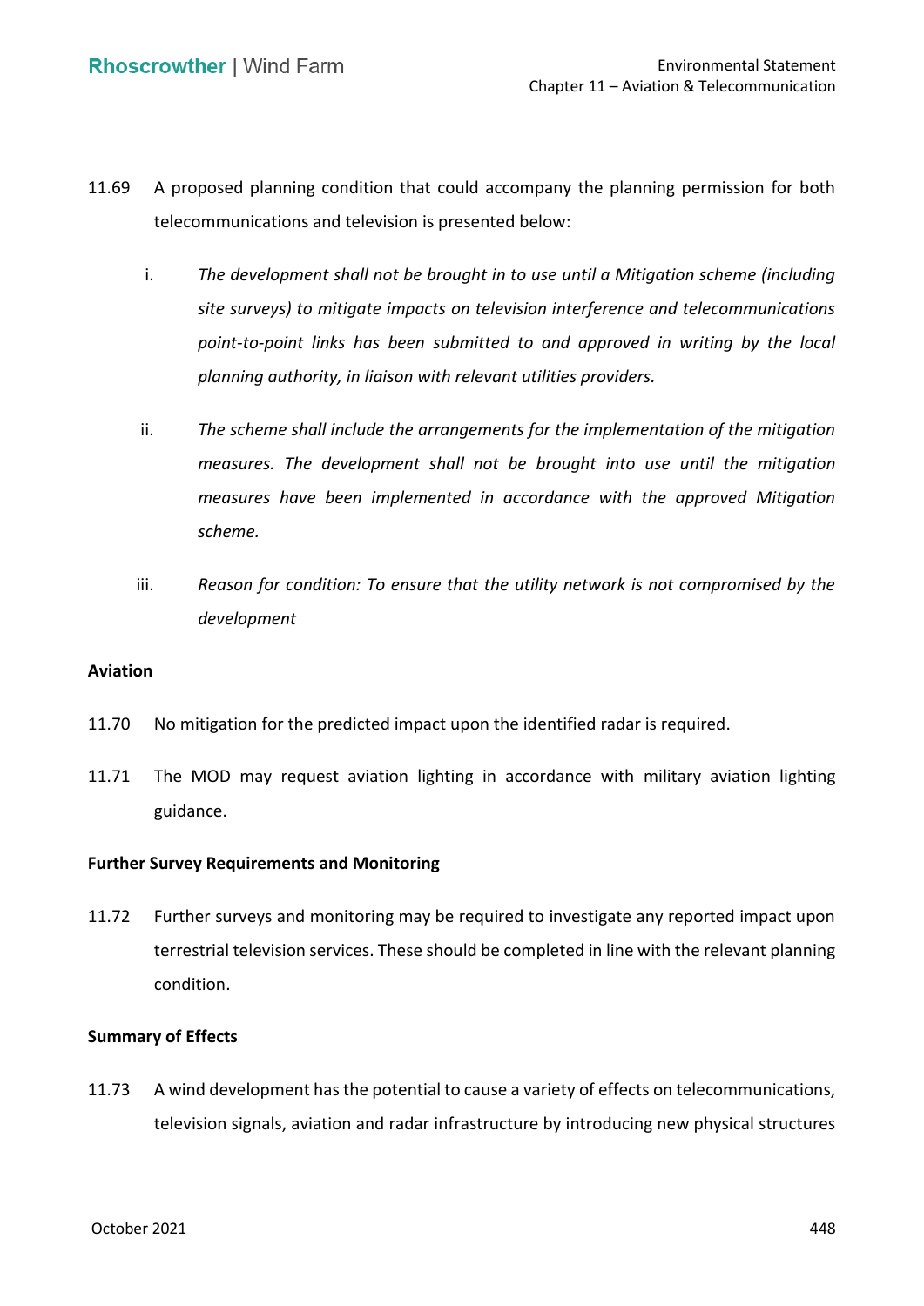11.69 A proposed planning condition that could accompany the planning permission for both telecommunications and television is presented below:

i. *The development shall not be brought in to use until a Mitigation scheme (including site surveys) to mitigate impacts on television interference and telecommunications point-to-point links has been submitted to and approved in writing by the local planning authority, in liaison with relevant utilities providers.*

ii. *The scheme shall include the arrangements for the implementation of the mitigation measures. The development shall not be brought into use until the mitigation measures have been implemented in accordance with the approved Mitigation scheme.*

iii. *Reason for condition: To ensure that the utility network is not compromised by the development*

**Aviation**

11.70 No mitigation for the predicted impact upon the identified radar is required.

11.71 The MOD may request aviation lighting in accordance with military aviation lighting guidance.

**Further Survey Requirements and Monitoring**

11.72 Further surveys and monitoring may be required to investigate any reported impact upon terrestrial television services. These should be completed in line with the relevant planning condition.

**Summary of Effects**

11.73 A wind development has the potential to cause a variety of effects on telecommunications, television signals, aviation and radar infrastructure by introducing new physical structures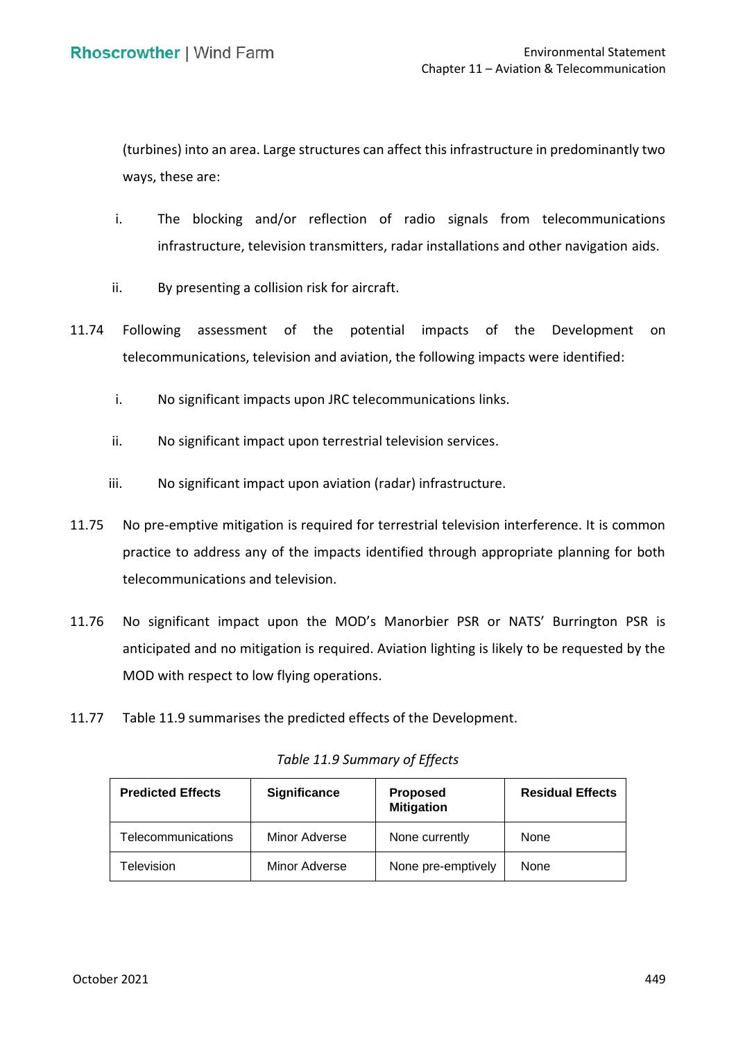(turbines) into an area. Large structures can affect this infrastructure in predominantly two ways, these are:

i. The blocking and/or reflection of radio signals from telecommunications infrastructure, television transmitters, radar installations and other navigation aids.

ii. By presenting a collision risk for aircraft.

11.74 Following assessment of the potential impacts of the Development on telecommunications, television and aviation, the following impacts were identified:

i. No significant impacts upon JRC telecommunications links.

ii. No significant impact upon terrestrial television services.

iii. No significant impact upon aviation (radar) infrastructure.

11.75 No pre-emptive mitigation is required for terrestrial television interference. It is common practice to address any of the impacts identified through appropriate planning for both telecommunications and television.

11.76 No significant impact upon the MOD's Manorbier PSR or NATS' Burrington PSR is anticipated and no mitigation is required. Aviation lighting is likely to be requested by the MOD with respect to low flying operations.

11.77 Table 11.9 summarises the predicted effects of the Development.

*Table 11.9 Summary of Effects*

| Predicted Effects | Significance | Proposed Mitigation | Residual Effects |
|---|---|---|---|
| Telecommunications | Minor Adverse | None currently | None |
| Television | Minor Adverse | None pre-emptively | None |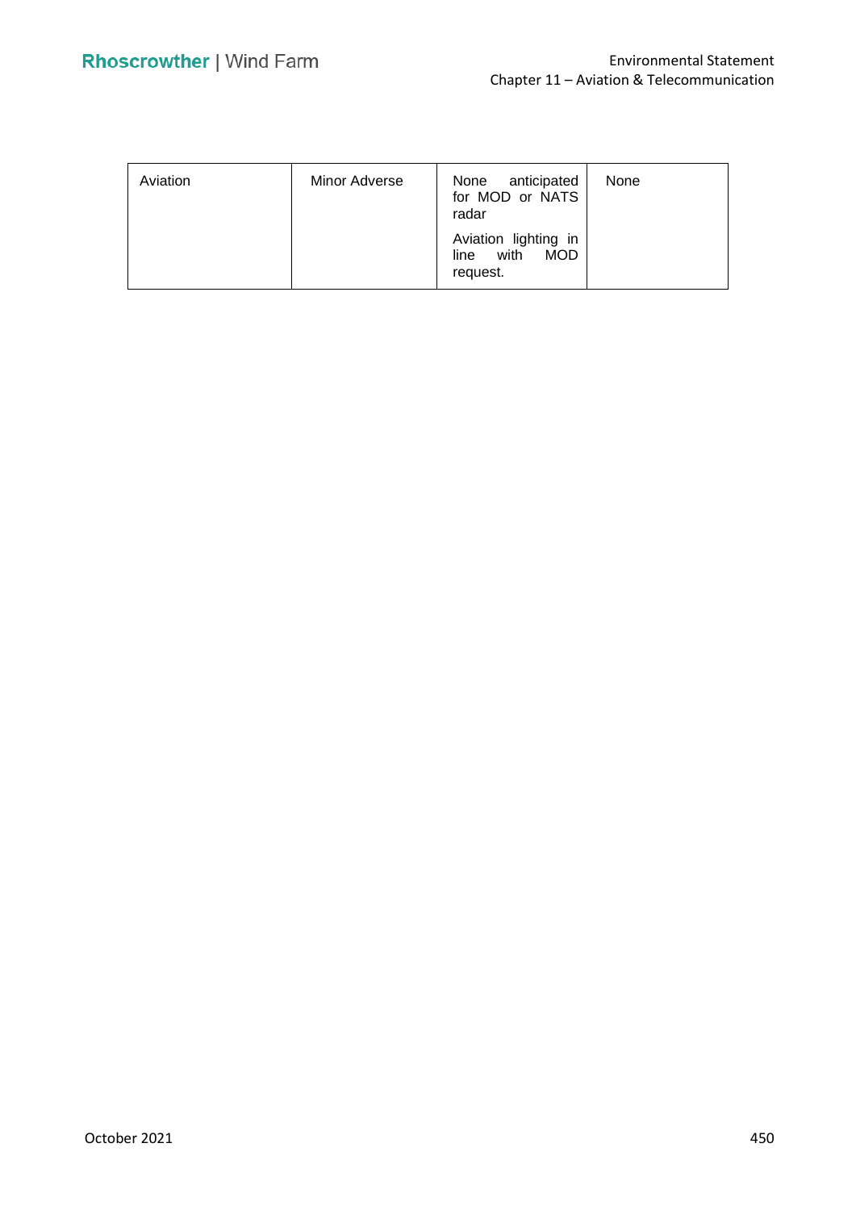| | | | |
|---|---|---|---|
| Aviation | Minor Adverse | None anticipated for MOD or NATS radar<br><br>Aviation lighting in line with MOD request. | None |